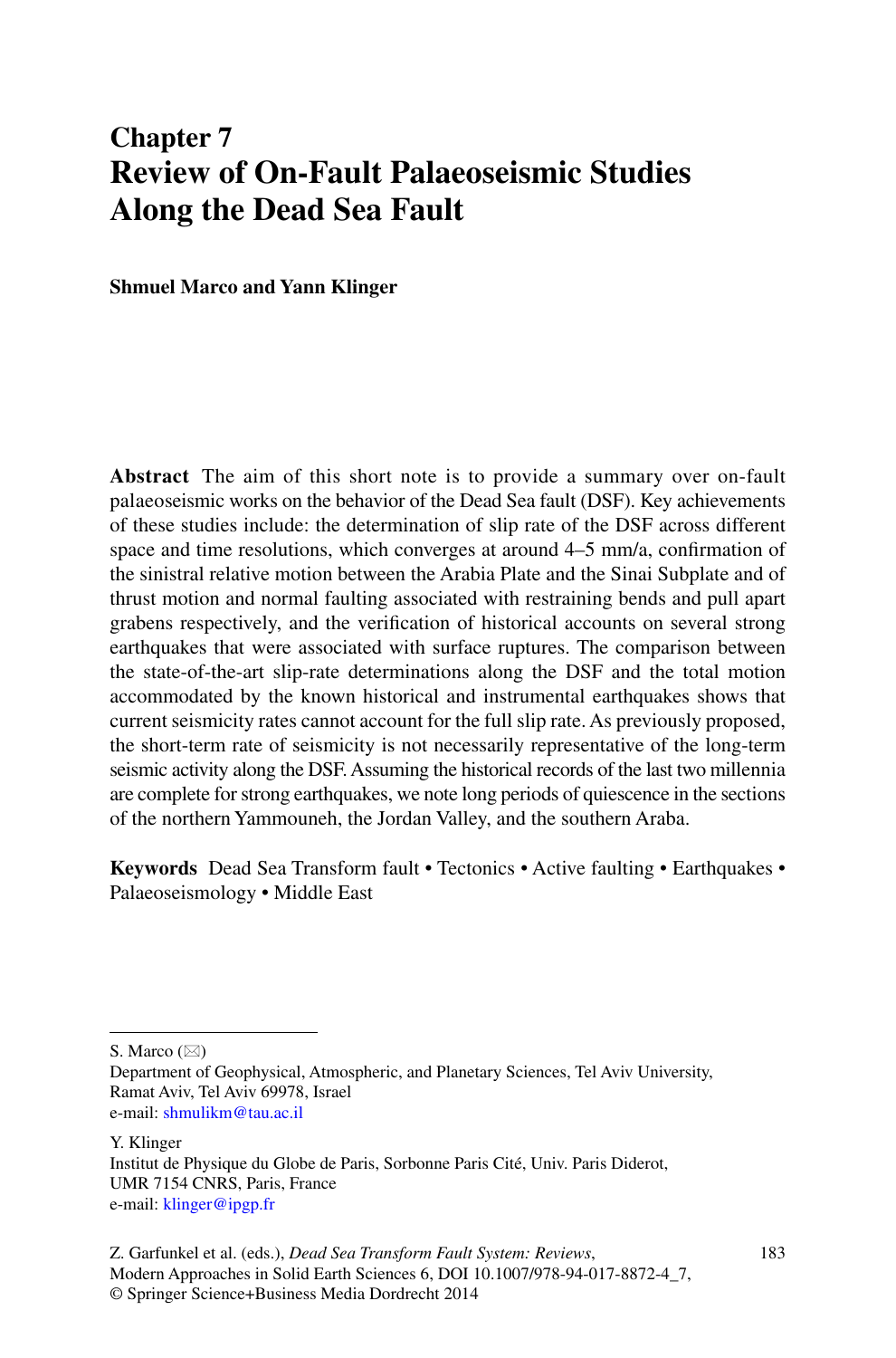# Chapter 7
# Review of On-Fault Palaeoseismic Studies Along the Dead Sea Fault

**Shmuel Marco and Yann Klinger**

**Abstract** The aim of this short note is to provide a summary over on-fault palaeoseismic works on the behavior of the Dead Sea fault (DSF). Key achievements of these studies include: the determination of slip rate of the DSF across different space and time resolutions, which converges at around 4–5 mm/a, confirmation of the sinistral relative motion between the Arabia Plate and the Sinai Subplate and of thrust motion and normal faulting associated with restraining bends and pull apart grabens respectively, and the verification of historical accounts on several strong earthquakes that were associated with surface ruptures. The comparison between the state-of-the-art slip-rate determinations along the DSF and the total motion accommodated by the known historical and instrumental earthquakes shows that current seismicity rates cannot account for the full slip rate. As previously proposed, the short-term rate of seismicity is not necessarily representative of the long-term seismic activity along the DSF. Assuming the historical records of the last two millennia are complete for strong earthquakes, we note long periods of quiescence in the sections of the northern Yammouneh, the Jordan Valley, and the southern Araba.

**Keywords** Dead Sea Transform fault • Tectonics • Active faulting • Earthquakes • Palaeoseismology • Middle East

---

S. Marco (✉)
Department of Geophysical, Atmospheric, and Planetary Sciences, Tel Aviv University, Ramat Aviv, Tel Aviv 69978, Israel
e-mail: shmulikm@tau.ac.il

Y. Klinger
Institut de Physique du Globe de Paris, Sorbonne Paris Cité, Univ. Paris Diderot, UMR 7154 CNRS, Paris, France
e-mail: klinger@ipgp.fr

Z. Garfunkel et al. (eds.), *Dead Sea Transform Fault System: Reviews*, Modern Approaches in Solid Earth Sciences 6, DOI 10.1007/978-94-017-8872-4_7, © Springer Science+Business Media Dordrecht 2014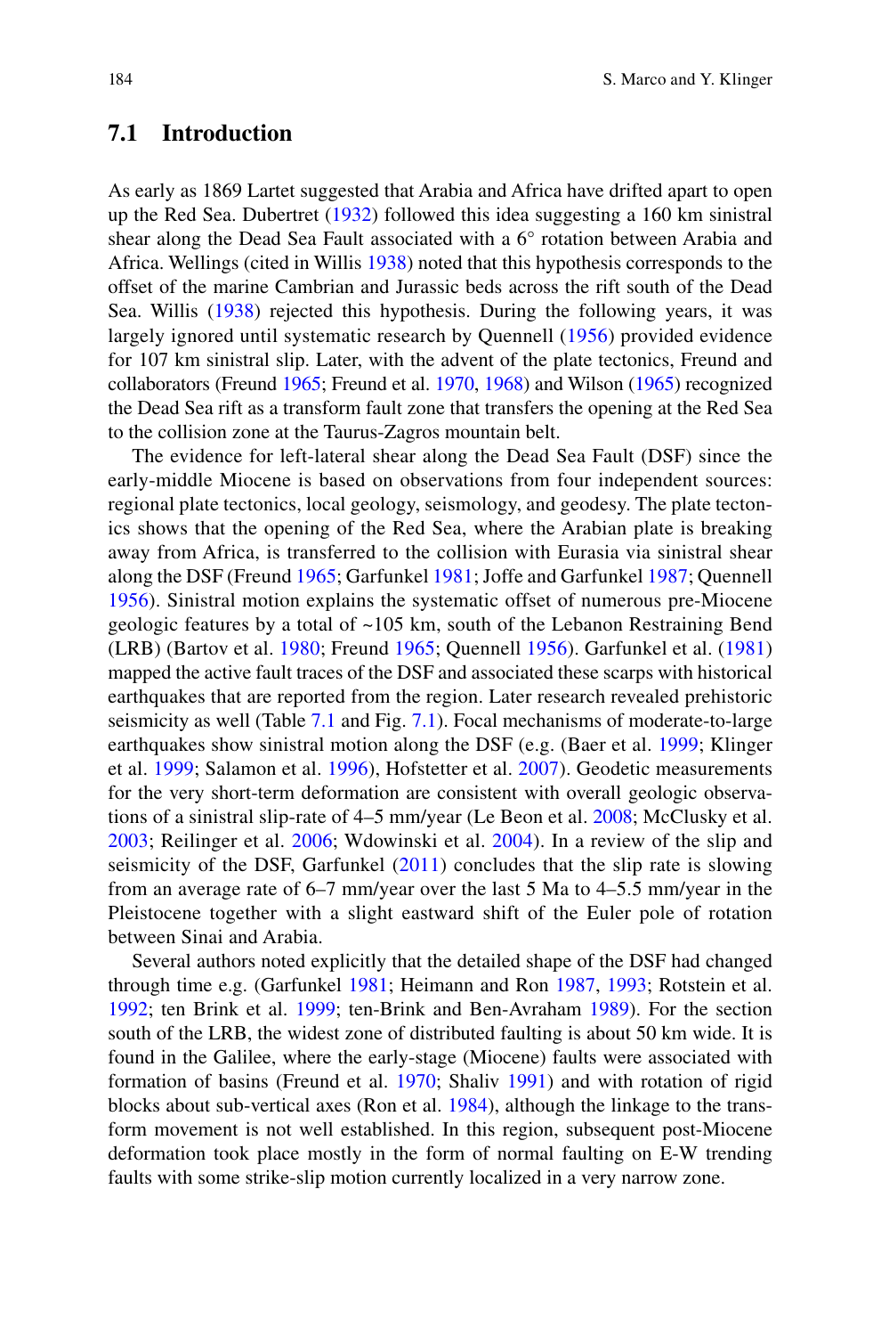## 7.1 Introduction

As early as 1869 Lartet suggested that Arabia and Africa have drifted apart to open up the Red Sea. Dubertret (1932) followed this idea suggesting a 160 km sinistral shear along the Dead Sea Fault associated with a 6° rotation between Arabia and Africa. Wellings (cited in Willis 1938) noted that this hypothesis corresponds to the offset of the marine Cambrian and Jurassic beds across the rift south of the Dead Sea. Willis (1938) rejected this hypothesis. During the following years, it was largely ignored until systematic research by Quennell (1956) provided evidence for 107 km sinistral slip. Later, with the advent of the plate tectonics, Freund and collaborators (Freund 1965; Freund et al. 1970, 1968) and Wilson (1965) recognized the Dead Sea rift as a transform fault zone that transfers the opening at the Red Sea to the collision zone at the Taurus-Zagros mountain belt.

The evidence for left-lateral shear along the Dead Sea Fault (DSF) since the early-middle Miocene is based on observations from four independent sources: regional plate tectonics, local geology, seismology, and geodesy. The plate tectonics shows that the opening of the Red Sea, where the Arabian plate is breaking away from Africa, is transferred to the collision with Eurasia via sinistral shear along the DSF (Freund 1965; Garfunkel 1981; Joffe and Garfunkel 1987; Quennell 1956). Sinistral motion explains the systematic offset of numerous pre-Miocene geologic features by a total of ~105 km, south of the Lebanon Restraining Bend (LRB) (Bartov et al. 1980; Freund 1965; Quennell 1956). Garfunkel et al. (1981) mapped the active fault traces of the DSF and associated these scarps with historical earthquakes that are reported from the region. Later research revealed prehistoric seismicity as well (Table 7.1 and Fig. 7.1). Focal mechanisms of moderate-to-large earthquakes show sinistral motion along the DSF (e.g. (Baer et al. 1999; Klinger et al. 1999; Salamon et al. 1996), Hofstetter et al. 2007). Geodetic measurements for the very short-term deformation are consistent with overall geologic observations of a sinistral slip-rate of 4–5 mm/year (Le Beon et al. 2008; McClusky et al. 2003; Reilinger et al. 2006; Wdowinski et al. 2004). In a review of the slip and seismicity of the DSF, Garfunkel (2011) concludes that the slip rate is slowing from an average rate of 6–7 mm/year over the last 5 Ma to 4–5.5 mm/year in the Pleistocene together with a slight eastward shift of the Euler pole of rotation between Sinai and Arabia.

Several authors noted explicitly that the detailed shape of the DSF had changed through time e.g. (Garfunkel 1981; Heimann and Ron 1987, 1993; Rotstein et al. 1992; ten Brink et al. 1999; ten-Brink and Ben-Avraham 1989). For the section south of the LRB, the widest zone of distributed faulting is about 50 km wide. It is found in the Galilee, where the early-stage (Miocene) faults were associated with formation of basins (Freund et al. 1970; Shaliv 1991) and with rotation of rigid blocks about sub-vertical axes (Ron et al. 1984), although the linkage to the transform movement is not well established. In this region, subsequent post-Miocene deformation took place mostly in the form of normal faulting on E-W trending faults with some strike-slip motion currently localized in a very narrow zone.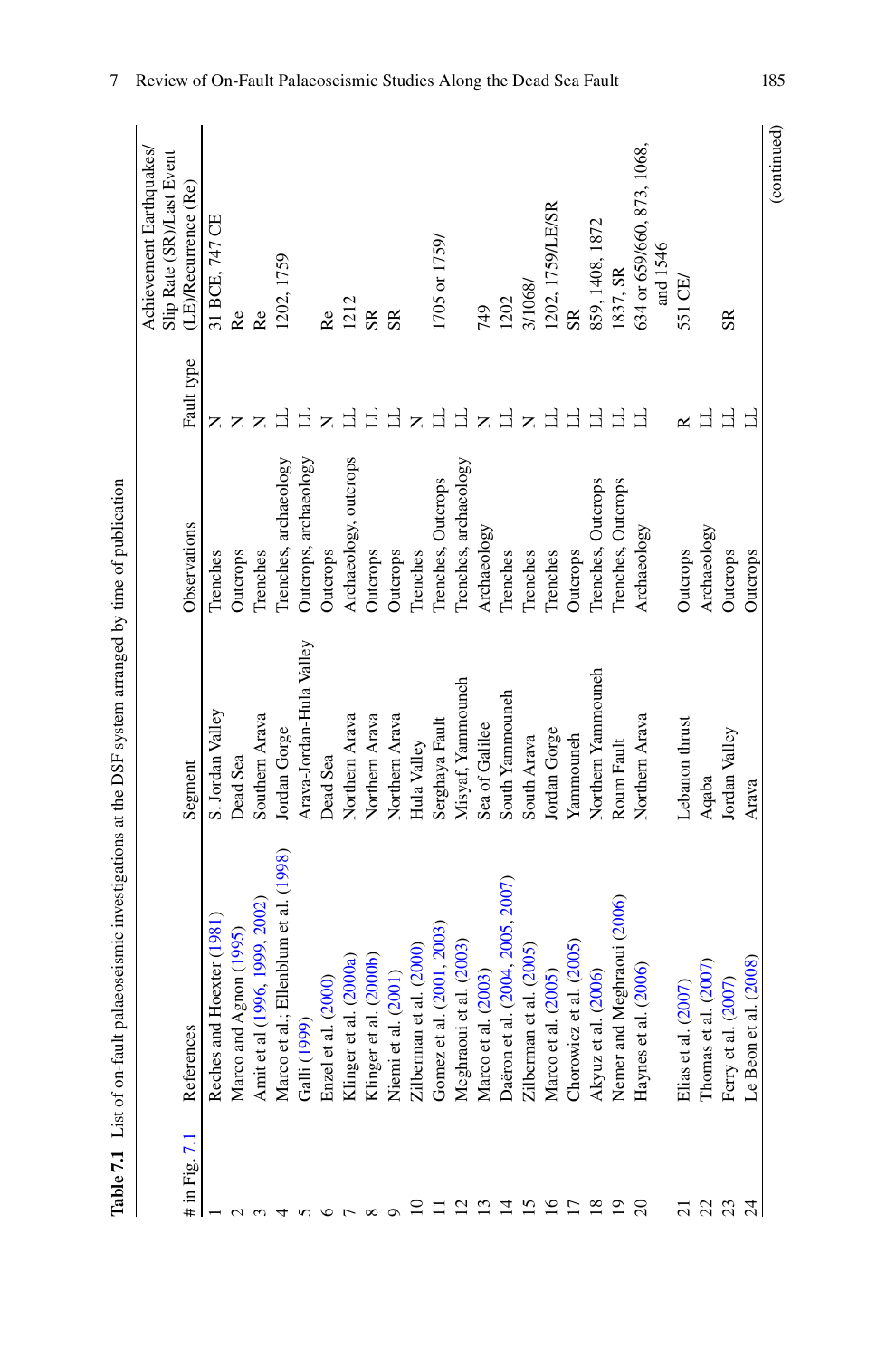**Table 7.1** List of on-fault palaeoseismic investigations at the DSF system arranged by time of publication

| # in Fig. 7.1 | References | Segment | Observations | Fault type | Achievement Earthquakes/ Slip Rate (SR)/Last Event (LE)/Recurrence (Re) |
|---|---|---|---|---|---|
| 1 | Reches and Hoexter (1981) | S. Jordan Valley | Trenches | N | 31 BCE, 747 CE |
| 2 | Marco and Agnon (1995) | Dead Sea | Outcrops | N | Re |
| 3 | Amit et al (1996, 1999, 2002) | Southern Arava | Trenches | N | Re |
| 4 | Marco et al.; Ellenblum et al. (1998) | Jordan Gorge | Trenches, archaeology | LL | 1202, 1759 |
| 5 | Galli (1999) | Arava-Jordan-Hula Valley | Outcrops, archaeology | LL | |
| 6 | Enzel et al. (2000) | Dead Sea | Outcrops | N | Re |
| 7 | Klinger et al. (2000a) | Northern Arava | Archaeology, outcrops | LL | 1212 |
| 8 | Klinger et al. (2000b) | Northern Arava | Outcrops | LL | SR |
| 9 | Niemi et al. (2001) | Northern Arava | Outcrops | LL | SR |
| 10 | Zilberman et al. (2000) | Hula Valley | Trenches | N | |
| 11 | Gomez et al. (2001, 2003) | Serghaya Fault | Trenches, Outcrops | LL | 1705 or 1759/ |
| 12 | Meghraoui et al. (2003) | Misyaf, Yammouneh | Trenches, archaeology | LL | |
| 13 | Marco et al. (2003) | Sea of Galilee | Archaeology | N | 749 |
| 14 | Daëron et al. (2004, 2005, 2007) | South Yammouneh | Trenches | LL | 1202 |
| 15 | Zilberman et al. (2005) | South Arava | Trenches | N | 3/1068/ |
| 16 | Marco et al. (2005) | Jordan Gorge | Trenches | LL | 1202, 1759/LE/SR |
| 17 | Chorowicz et al. (2005) | Yammouneh | Outcrops | LL | SR |
| 18 | Akyuz et al. (2006) | Northern Yammouneh | Trenches, Outcrops | LL | 859, 1408, 1872 |
| 19 | Nemer and Meghraoui (2006) | Roum Fault | Trenches, Outcrops | LL | 1837, SR |
| 20 | Haynes et al. (2006) | Northern Arava | Archaeology | LL | 634 or 659/660, 873, 1068, and 1546 |
| 21 | Elias et al. (2007) | Lebanon thrust | Outcrops | R | 551 CE/ |
| 22 | Thomas et al. (2007) | Aqaba | Archaeology | LL | |
| 23 | Ferry et al. (2007) | Jordan Valley | Outcrops | LL | SR |
| 24 | Le Beon et al. (2008) | Arava | Outcrops | LL | |

(continued)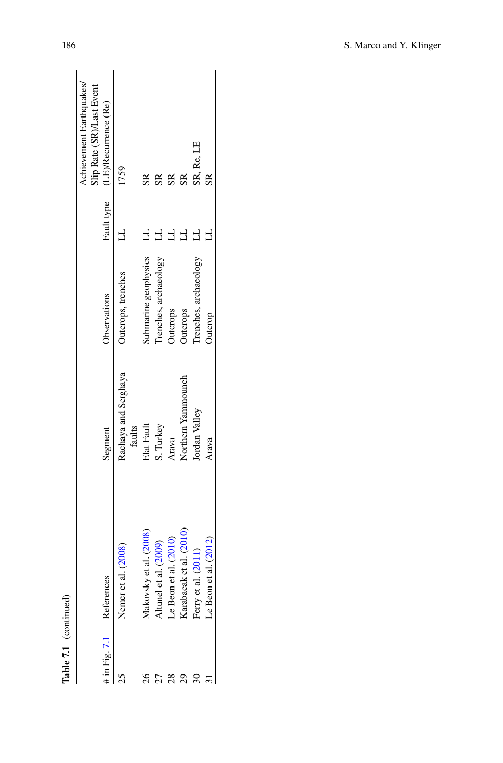**Table 7.1** (continued)

| # in Fig. 7.1 | References | Segment | Observations | Fault type | Achievement Earthquakes/ Slip Rate (SR)/Last Event (LE)/Recurrence (Re) |
|---|---|---|---|---|---|
| 25 | Nemer et al. (2008) | Rachaya and Serghaya faults | Outcrops, trenches | LL | 1759 |
| 26 | Makovsky et al. (2008) | Elat Fault | Submarine geophysics | LL | SR |
| 27 | Altunel et al. (2009) | S. Turkey | Trenches, archaeology | LL | SR |
| 28 | Le Beon et al. (2010) | Arava | Outcrops | LL | SR |
| 29 | Karabacak et al. (2010) | Northern Yammouneh | Outcrops | LL | SR |
| 30 | Ferry et al. (2011) | Jordan Valley | Trenches, archaeology | LL | SR, Re, LE |
| 31 | Le Beon et al. (2012) | Arava | Outcrop | LL | SR |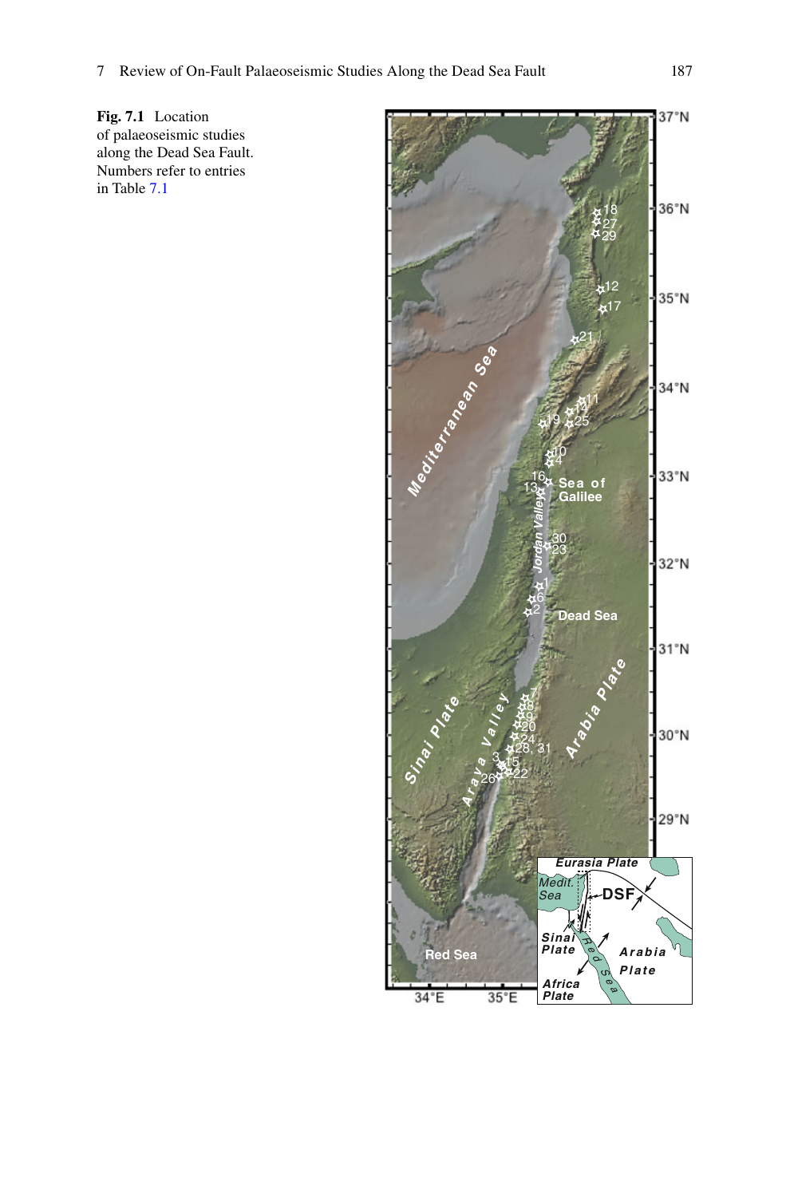**Fig. 7.1** Location of palaeoseismic studies along the Dead Sea Fault. Numbers refer to entries in Table 7.1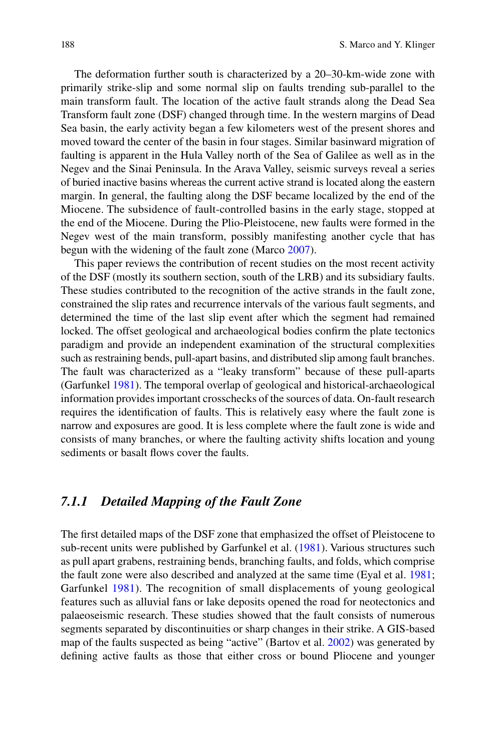The deformation further south is characterized by a 20–30-km-wide zone with primarily strike-slip and some normal slip on faults trending sub-parallel to the main transform fault. The location of the active fault strands along the Dead Sea Transform fault zone (DSF) changed through time. In the western margins of Dead Sea basin, the early activity began a few kilometers west of the present shores and moved toward the center of the basin in four stages. Similar basinward migration of faulting is apparent in the Hula Valley north of the Sea of Galilee as well as in the Negev and the Sinai Peninsula. In the Arava Valley, seismic surveys reveal a series of buried inactive basins whereas the current active strand is located along the eastern margin. In general, the faulting along the DSF became localized by the end of the Miocene. The subsidence of fault-controlled basins in the early stage, stopped at the end of the Miocene. During the Plio-Pleistocene, new faults were formed in the Negev west of the main transform, possibly manifesting another cycle that has begun with the widening of the fault zone (Marco 2007).

This paper reviews the contribution of recent studies on the most recent activity of the DSF (mostly its southern section, south of the LRB) and its subsidiary faults. These studies contributed to the recognition of the active strands in the fault zone, constrained the slip rates and recurrence intervals of the various fault segments, and determined the time of the last slip event after which the segment had remained locked. The offset geological and archaeological bodies confirm the plate tectonics paradigm and provide an independent examination of the structural complexities such as restraining bends, pull-apart basins, and distributed slip among fault branches. The fault was characterized as a "leaky transform" because of these pull-aparts (Garfunkel 1981). The temporal overlap of geological and historical-archaeological information provides important crosschecks of the sources of data. On-fault research requires the identification of faults. This is relatively easy where the fault zone is narrow and exposures are good. It is less complete where the fault zone is wide and consists of many branches, or where the faulting activity shifts location and young sediments or basalt flows cover the faults.

### *7.1.1 Detailed Mapping of the Fault Zone*

The first detailed maps of the DSF zone that emphasized the offset of Pleistocene to sub-recent units were published by Garfunkel et al. (1981). Various structures such as pull apart grabens, restraining bends, branching faults, and folds, which comprise the fault zone were also described and analyzed at the same time (Eyal et al. 1981; Garfunkel 1981). The recognition of small displacements of young geological features such as alluvial fans or lake deposits opened the road for neotectonics and palaeoseismic research. These studies showed that the fault consists of numerous segments separated by discontinuities or sharp changes in their strike. A GIS-based map of the faults suspected as being "active" (Bartov et al. 2002) was generated by defining active faults as those that either cross or bound Pliocene and younger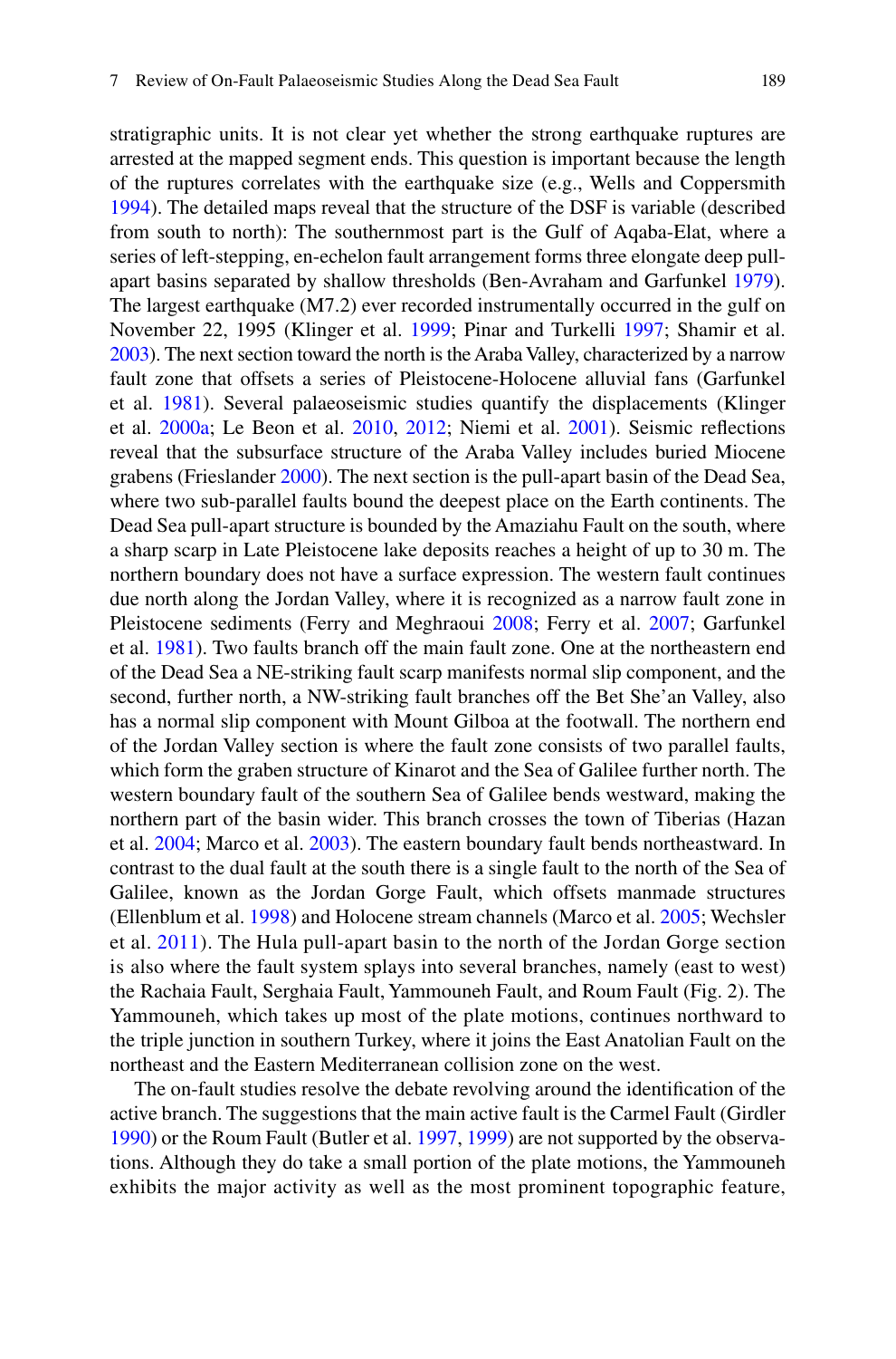stratigraphic units. It is not clear yet whether the strong earthquake ruptures are arrested at the mapped segment ends. This question is important because the length of the ruptures correlates with the earthquake size (e.g., Wells and Coppersmith 1994). The detailed maps reveal that the structure of the DSF is variable (described from south to north): The southernmost part is the Gulf of Aqaba-Elat, where a series of left-stepping, en-echelon fault arrangement forms three elongate deep pull-apart basins separated by shallow thresholds (Ben-Avraham and Garfunkel 1979). The largest earthquake (M7.2) ever recorded instrumentally occurred in the gulf on November 22, 1995 (Klinger et al. 1999; Pinar and Turkelli 1997; Shamir et al. 2003). The next section toward the north is the Araba Valley, characterized by a narrow fault zone that offsets a series of Pleistocene-Holocene alluvial fans (Garfunkel et al. 1981). Several palaeoseismic studies quantify the displacements (Klinger et al. 2000a; Le Beon et al. 2010, 2012; Niemi et al. 2001). Seismic reflections reveal that the subsurface structure of the Araba Valley includes buried Miocene grabens (Frieslander 2000). The next section is the pull-apart basin of the Dead Sea, where two sub-parallel faults bound the deepest place on the Earth continents. The Dead Sea pull-apart structure is bounded by the Amaziahu Fault on the south, where a sharp scarp in Late Pleistocene lake deposits reaches a height of up to 30 m. The northern boundary does not have a surface expression. The western fault continues due north along the Jordan Valley, where it is recognized as a narrow fault zone in Pleistocene sediments (Ferry and Meghraoui 2008; Ferry et al. 2007; Garfunkel et al. 1981). Two faults branch off the main fault zone. One at the northeastern end of the Dead Sea a NE-striking fault scarp manifests normal slip component, and the second, further north, a NW-striking fault branches off the Bet She'an Valley, also has a normal slip component with Mount Gilboa at the footwall. The northern end of the Jordan Valley section is where the fault zone consists of two parallel faults, which form the graben structure of Kinarot and the Sea of Galilee further north. The western boundary fault of the southern Sea of Galilee bends westward, making the northern part of the basin wider. This branch crosses the town of Tiberias (Hazan et al. 2004; Marco et al. 2003). The eastern boundary fault bends northeastward. In contrast to the dual fault at the south there is a single fault to the north of the Sea of Galilee, known as the Jordan Gorge Fault, which offsets manmade structures (Ellenblum et al. 1998) and Holocene stream channels (Marco et al. 2005; Wechsler et al. 2011). The Hula pull-apart basin to the north of the Jordan Gorge section is also where the fault system splays into several branches, namely (east to west) the Rachaia Fault, Serghaia Fault, Yammouneh Fault, and Roum Fault (Fig. 2). The Yammouneh, which takes up most of the plate motions, continues northward to the triple junction in southern Turkey, where it joins the East Anatolian Fault on the northeast and the Eastern Mediterranean collision zone on the west.

The on-fault studies resolve the debate revolving around the identification of the active branch. The suggestions that the main active fault is the Carmel Fault (Girdler 1990) or the Roum Fault (Butler et al. 1997, 1999) are not supported by the observations. Although they do take a small portion of the plate motions, the Yammouneh exhibits the major activity as well as the most prominent topographic feature,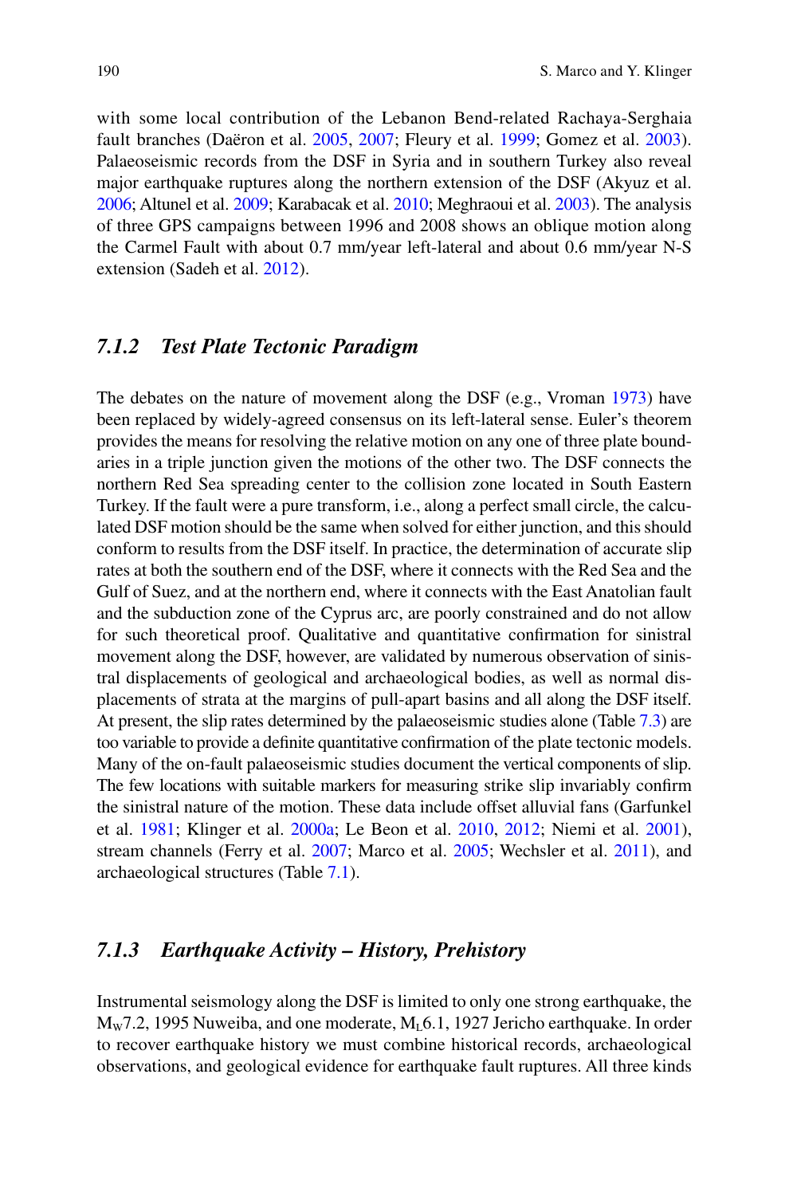with some local contribution of the Lebanon Bend-related Rachaya-Serghaia fault branches (Daëron et al. 2005, 2007; Fleury et al. 1999; Gomez et al. 2003). Palaeoseismic records from the DSF in Syria and in southern Turkey also reveal major earthquake ruptures along the northern extension of the DSF (Akyuz et al. 2006; Altunel et al. 2009; Karabacak et al. 2010; Meghraoui et al. 2003). The analysis of three GPS campaigns between 1996 and 2008 shows an oblique motion along the Carmel Fault with about 0.7 mm/year left-lateral and about 0.6 mm/year N-S extension (Sadeh et al. 2012).

### *7.1.2 Test Plate Tectonic Paradigm*

The debates on the nature of movement along the DSF (e.g., Vroman 1973) have been replaced by widely-agreed consensus on its left-lateral sense. Euler's theorem provides the means for resolving the relative motion on any one of three plate boundaries in a triple junction given the motions of the other two. The DSF connects the northern Red Sea spreading center to the collision zone located in South Eastern Turkey. If the fault were a pure transform, i.e., along a perfect small circle, the calculated DSF motion should be the same when solved for either junction, and this should conform to results from the DSF itself. In practice, the determination of accurate slip rates at both the southern end of the DSF, where it connects with the Red Sea and the Gulf of Suez, and at the northern end, where it connects with the East Anatolian fault and the subduction zone of the Cyprus arc, are poorly constrained and do not allow for such theoretical proof. Qualitative and quantitative confirmation for sinistral movement along the DSF, however, are validated by numerous observation of sinistral displacements of geological and archaeological bodies, as well as normal displacements of strata at the margins of pull-apart basins and all along the DSF itself. At present, the slip rates determined by the palaeoseismic studies alone (Table 7.3) are too variable to provide a definite quantitative confirmation of the plate tectonic models. Many of the on-fault palaeoseismic studies document the vertical components of slip. The few locations with suitable markers for measuring strike slip invariably confirm the sinistral nature of the motion. These data include offset alluvial fans (Garfunkel et al. 1981; Klinger et al. 2000a; Le Beon et al. 2010, 2012; Niemi et al. 2001), stream channels (Ferry et al. 2007; Marco et al. 2005; Wechsler et al. 2011), and archaeological structures (Table 7.1).

### *7.1.3 Earthquake Activity – History, Prehistory*

Instrumental seismology along the DSF is limited to only one strong earthquake, the $M_W$7.2, 1995 Nuweiba, and one moderate, $M_L$6.1, 1927 Jericho earthquake. In order to recover earthquake history we must combine historical records, archaeological observations, and geological evidence for earthquake fault ruptures. All three kinds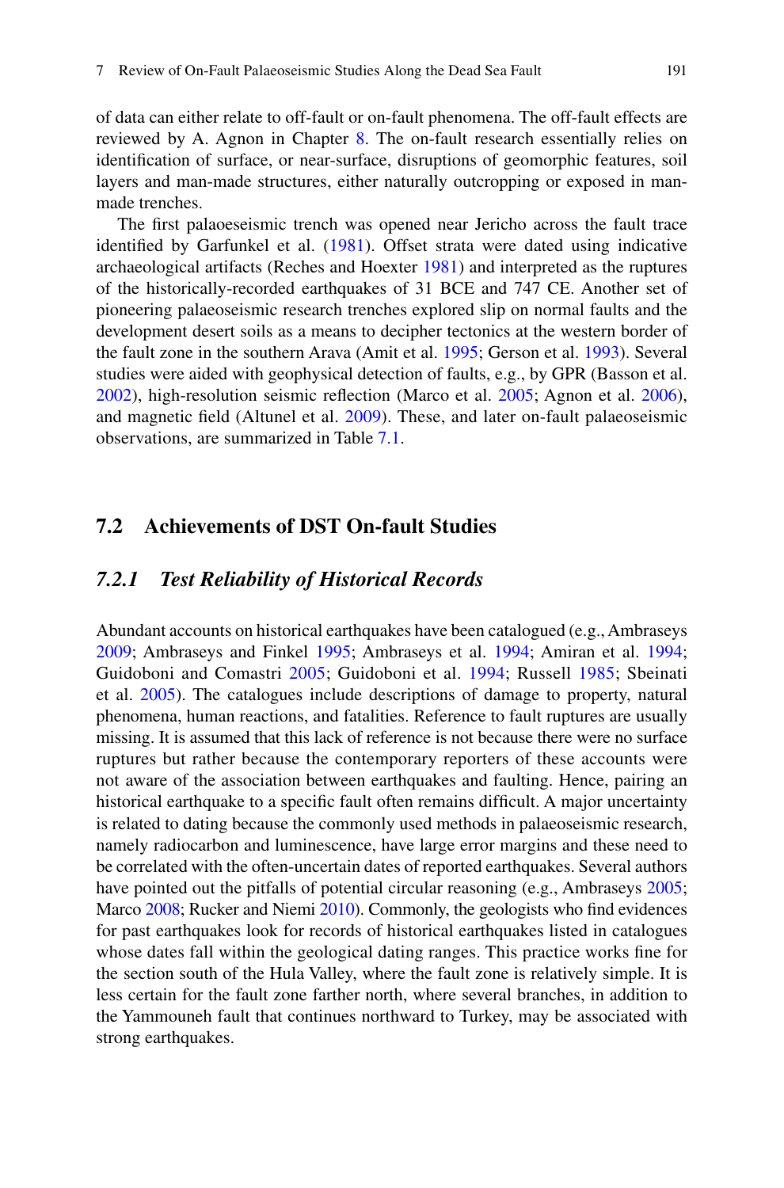of data can either relate to off-fault or on-fault phenomena. The off-fault effects are reviewed by A. Agnon in Chapter 8. The on-fault research essentially relies on identification of surface, or near-surface, disruptions of geomorphic features, soil layers and man-made structures, either naturally outcropping or exposed in man-made trenches.

The first palaoeseismic trench was opened near Jericho across the fault trace identified by Garfunkel et al. (1981). Offset strata were dated using indicative archaeological artifacts (Reches and Hoexter 1981) and interpreted as the ruptures of the historically-recorded earthquakes of 31 BCE and 747 CE. Another set of pioneering palaeoseismic research trenches explored slip on normal faults and the development desert soils as a means to decipher tectonics at the western border of the fault zone in the southern Arava (Amit et al. 1995; Gerson et al. 1993). Several studies were aided with geophysical detection of faults, e.g., by GPR (Basson et al. 2002), high-resolution seismic reflection (Marco et al. 2005; Agnon et al. 2006), and magnetic field (Altunel et al. 2009). These, and later on-fault palaeoseismic observations, are summarized in Table 7.1.

## 7.2 Achievements of DST On-fault Studies

### *7.2.1 Test Reliability of Historical Records*

Abundant accounts on historical earthquakes have been catalogued (e.g., Ambraseys 2009; Ambraseys and Finkel 1995; Ambraseys et al. 1994; Amiran et al. 1994; Guidoboni and Comastri 2005; Guidoboni et al. 1994; Russell 1985; Sbeinati et al. 2005). The catalogues include descriptions of damage to property, natural phenomena, human reactions, and fatalities. Reference to fault ruptures are usually missing. It is assumed that this lack of reference is not because there were no surface ruptures but rather because the contemporary reporters of these accounts were not aware of the association between earthquakes and faulting. Hence, pairing an historical earthquake to a specific fault often remains difficult. A major uncertainty is related to dating because the commonly used methods in palaeoseismic research, namely radiocarbon and luminescence, have large error margins and these need to be correlated with the often-uncertain dates of reported earthquakes. Several authors have pointed out the pitfalls of potential circular reasoning (e.g., Ambraseys 2005; Marco 2008; Rucker and Niemi 2010). Commonly, the geologists who find evidences for past earthquakes look for records of historical earthquakes listed in catalogues whose dates fall within the geological dating ranges. This practice works fine for the section south of the Hula Valley, where the fault zone is relatively simple. It is less certain for the fault zone farther north, where several branches, in addition to the Yammouneh fault that continues northward to Turkey, may be associated with strong earthquakes.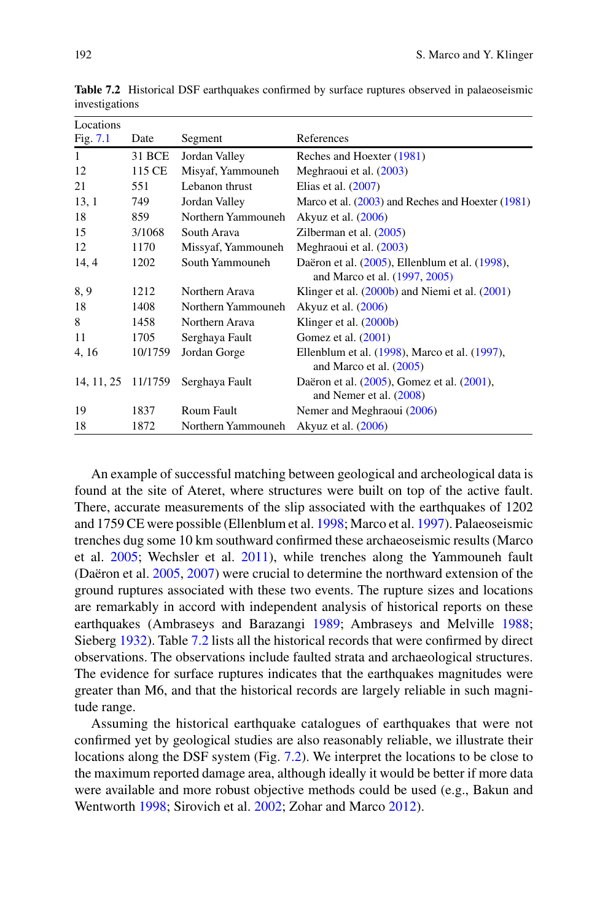**Table 7.2** Historical DSF earthquakes confirmed by surface ruptures observed in palaeoseismic investigations

| Locations Fig. 7.1 | Date | Segment | References |
|---|---|---|---|
| 1 | 31 BCE | Jordan Valley | Reches and Hoexter (1981) |
| 12 | 115 CE | Misyaf, Yammouneh | Meghraoui et al. (2003) |
| 21 | 551 | Lebanon thrust | Elias et al. (2007) |
| 13, 1 | 749 | Jordan Valley | Marco et al. (2003) and Reches and Hoexter (1981) |
| 18 | 859 | Northern Yammouneh | Akyuz et al. (2006) |
| 15 | 3/1068 | South Arava | Zilberman et al. (2005) |
| 12 | 1170 | Missyaf, Yammouneh | Meghraoui et al. (2003) |
| 14, 4 | 1202 | South Yammouneh | Daëron et al. (2005), Ellenblum et al. (1998), and Marco et al. (1997, 2005) |
| 8, 9 | 1212 | Northern Arava | Klinger et al. (2000b) and Niemi et al. (2001) |
| 18 | 1408 | Northern Yammouneh | Akyuz et al. (2006) |
| 8 | 1458 | Northern Arava | Klinger et al. (2000b) |
| 11 | 1705 | Serghaya Fault | Gomez et al. (2001) |
| 4, 16 | 10/1759 | Jordan Gorge | Ellenblum et al. (1998), Marco et al. (1997), and Marco et al. (2005) |
| 14, 11, 25 | 11/1759 | Serghaya Fault | Daëron et al. (2005), Gomez et al. (2001), and Nemer et al. (2008) |
| 19 | 1837 | Roum Fault | Nemer and Meghraoui (2006) |
| 18 | 1872 | Northern Yammouneh | Akyuz et al. (2006) |

An example of successful matching between geological and archeological data is found at the site of Ateret, where structures were built on top of the active fault. There, accurate measurements of the slip associated with the earthquakes of 1202 and 1759 CE were possible (Ellenblum et al. 1998; Marco et al. 1997). Palaeoseismic trenches dug some 10 km southward confirmed these archaeoseismic results (Marco et al. 2005; Wechsler et al. 2011), while trenches along the Yammouneh fault (Daëron et al. 2005, 2007) were crucial to determine the northward extension of the ground ruptures associated with these two events. The rupture sizes and locations are remarkably in accord with independent analysis of historical reports on these earthquakes (Ambraseys and Barazangi 1989; Ambraseys and Melville 1988; Sieberg 1932). Table 7.2 lists all the historical records that were confirmed by direct observations. The observations include faulted strata and archaeological structures. The evidence for surface ruptures indicates that the earthquakes magnitudes were greater than M6, and that the historical records are largely reliable in such magnitude range.

Assuming the historical earthquake catalogues of earthquakes that were not confirmed yet by geological studies are also reasonably reliable, we illustrate their locations along the DSF system (Fig. 7.2). We interpret the locations to be close to the maximum reported damage area, although ideally it would be better if more data were available and more robust objective methods could be used (e.g., Bakun and Wentworth 1998; Sirovich et al. 2002; Zohar and Marco 2012).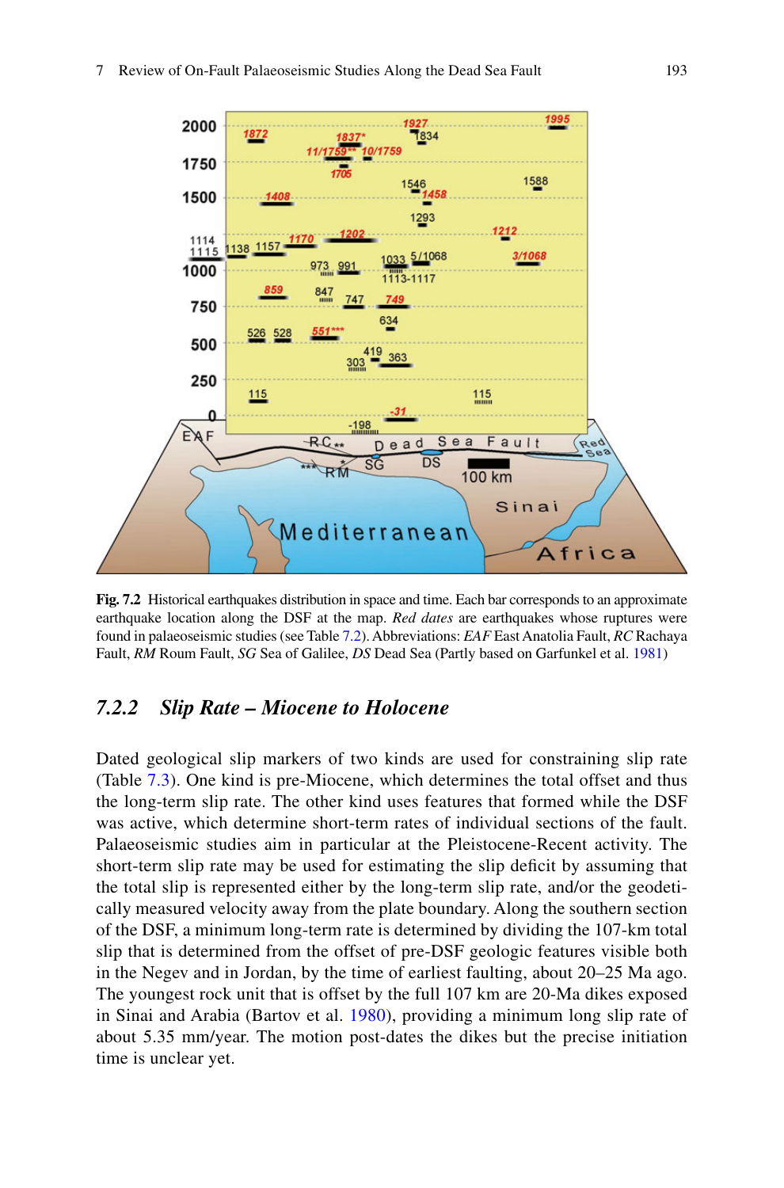**Fig. 7.2** Historical earthquakes distribution in space and time. Each bar corresponds to an approximate earthquake location along the DSF at the map. *Red dates* are earthquakes whose ruptures were found in palaeoseismic studies (see Table 7.2). Abbreviations: *EAF* East Anatolia Fault, *RC* Rachaya Fault, *RM* Roum Fault, *SG* Sea of Galilee, *DS* Dead Sea (Partly based on Garfunkel et al. 1981)

### 7.2.2 *Slip Rate – Miocene to Holocene*

Dated geological slip markers of two kinds are used for constraining slip rate (Table 7.3). One kind is pre-Miocene, which determines the total offset and thus the long-term slip rate. The other kind uses features that formed while the DSF was active, which determine short-term rates of individual sections of the fault. Palaeoseismic studies aim in particular at the Pleistocene-Recent activity. The short-term slip rate may be used for estimating the slip deficit by assuming that the total slip is represented either by the long-term slip rate, and/or the geodetically measured velocity away from the plate boundary. Along the southern section of the DSF, a minimum long-term rate is determined by dividing the 107-km total slip that is determined from the offset of pre-DSF geologic features visible both in the Negev and in Jordan, by the time of earliest faulting, about 20–25 Ma ago. The youngest rock unit that is offset by the full 107 km are 20-Ma dikes exposed in Sinai and Arabia (Bartov et al. 1980), providing a minimum long slip rate of about 5.35 mm/year. The motion post-dates the dikes but the precise initiation time is unclear yet.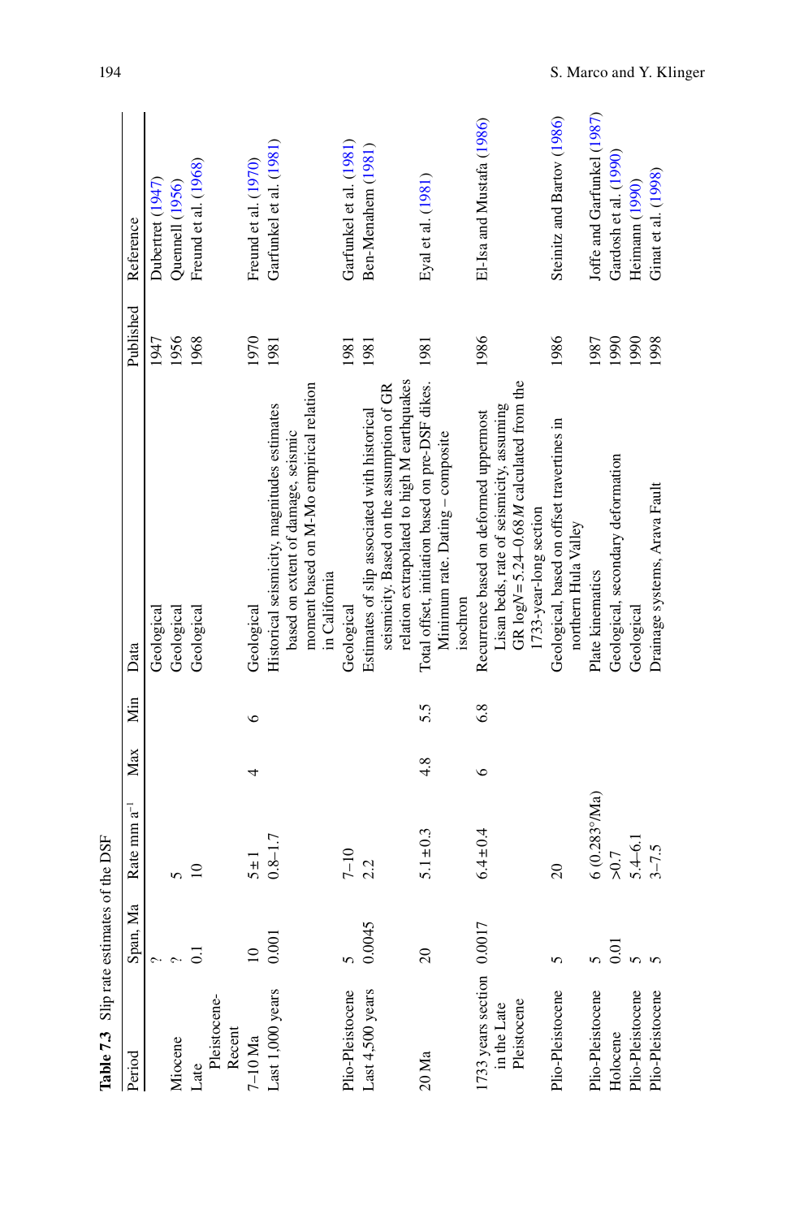**Table 7.3** Slip rate estimates of the DSF

| Period | Span, Ma | Rate mm a$^{-1}$ | Max | Min | Data | Published | Reference |
|---|---|---|---|---|---|---|---|
| | ? | | | | Geological | 1947 | Dubertret (1947) |
| Miocene | ? | 5 | | | Geological | 1956 | Quennell (1956) |
| Late Pleistocene-Recent | 0.1 | 10 | | | Geological | 1968 | Freund et al. (1968) |
| 7–10 Ma | 10 | 5 ± 1 | 4 | 6 | Geological | 1970 | Freund et al. (1970) |
| Last 1,000 years | 0.001 | 0.8–1.7 | | | Historical seismicity, magnitudes estimates based on extent of damage, seismic moment based on M-Mo empirical relation in California | 1981 | Garfunkel et al. (1981) |
| Plio-Pleistocene | 5 | 7–10 | | | Geological | 1981 | Garfunkel et al. (1981) |
| Last 4,500 years | 0.0045 | 2.2 | | | Estimates of slip associated with historical seismicity. Based on the assumption of GR relation extrapolated to high M earthquakes | 1981 | Ben-Menahem (1981) |
| 20 Ma | 20 | 5.1 ± 0.3 | 4.8 | 5.5 | Total offset, initiation based on pre-DSF dikes. Minimum rate. Dating – composite isochron | 1981 | Eyal et al. (1981) |
| 1733 years section in the Late Pleistocene | 0.0017 | 6.4 ± 0.4 | 6 | 6.8 | Recurrence based on deformed uppermost Lisan beds, rate of seismicity, assuming GR $\log N = 5.24 - 0.68\,M$ calculated from the 1733-year-long section | 1986 | El-Isa and Mustafa (1986) |
| Plio-Pleistocene | 5 | 20 | | | Geological, based on offset travertines in northern Hula Valley | 1986 | Steinitz and Bartov (1986) |
| Plio-Pleistocene | 5 | 6 (0.283°/Ma) | | | Plate kinematics | 1987 | Joffe and Garfunkel (1987) |
| Holocene | 0.01 | >0.7 | | | Geological, secondary deformation | 1990 | Gardosh et al. (1990) |
| Plio-Pleistocene | 5 | 5.4–6.1 | | | Geological | 1990 | Heimann (1990) |
| Plio-Pleistocene | 5 | 3–7.5 | | | Drainage systems, Arava Fault | 1998 | Ginat et al. (1998) |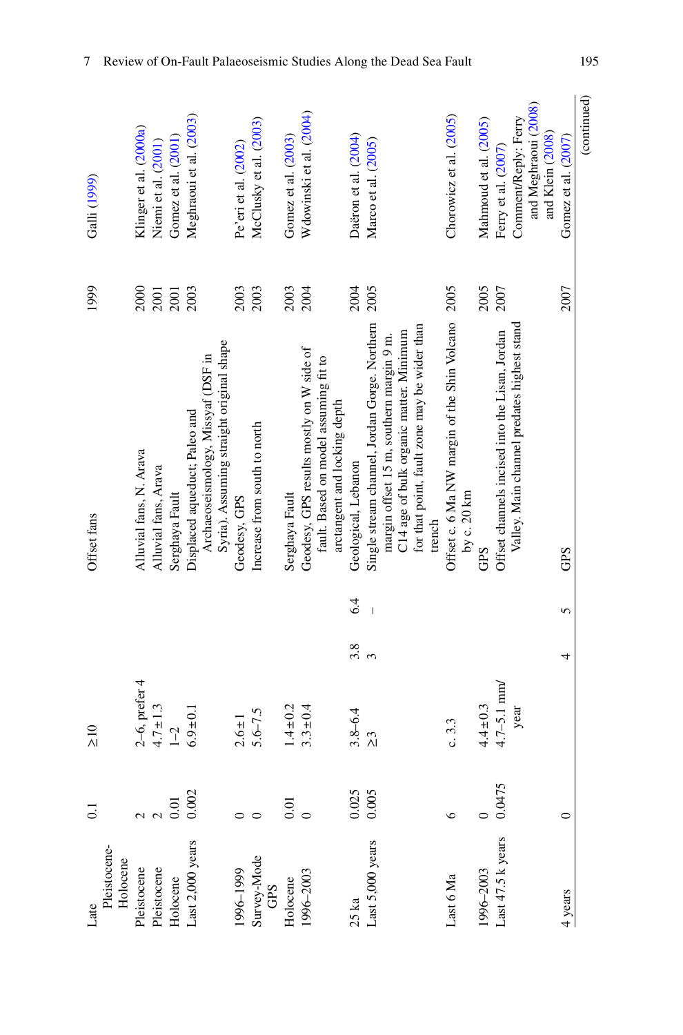| | | | | | | | | |
|---|---|---|---|---|---|---|---|---|
| Late Pleistocene-Holocene | 0.1 | ≥10 | | | Offset fans | 1999 | Galli (1999) |
| Pleistocene | 2 | 2–6, prefer 4 | | | Alluvial fans, N. Arava | 2000 | Klinger et al. (2000a) |
| Pleistocene | 2 | 4.7±1.3 | | | Alluvial fans, Arava | 2001 | Niemi et al. (2001) |
| Holocene | 0.01 | 1–2 | | | Serghaya Fault | 2001 | Gomez et al. (2001) |
| Last 2,000 years | 0.002 | 6.9±0.1 | | | Displaced aqueduct; Paleo and Archaeoseismology, Missyaf (DSF in Syria). Assuming straight original shape | 2003 | Meghraoui et al. (2003) |
| 1996–1999 | 0 | 2.6±1 | | | Geodesy, GPS | 2003 | Pe'eri et al. (2002) |
| Survey-Mode GPS | 0 | 5.6–7.5 | | | Increase from south to north | 2003 | McClusky et al. (2003) |
| Holocene | 0.01 | 1.4±0.2 | | | Serghaya Fault | 2003 | Gomez et al. (2003) |
| 1996–2003 | 0 | 3.3±0.4 | | | Geodesy, GPS results mostly on W side of fault. Based on model assuming fit to arctangent and locking depth | 2004 | Wdowinski et al. (2004) |
| 25 ka | 0.025 | 3.8–6.4 | 3.8 | 6.4 | Geological, Lebanon | 2004 | Daëron et al. (2004) |
| Last 5,000 years | 0.005 | ≥3 | 3 | – | Single stream channel, Jordan Gorge. Northern margin offset 15 m, southern margin 9 m. C14 age of bulk organic matter. Minimum for that point, fault zone may be wider than trench | 2005 | Marco et al. (2005) |
| Last 6 Ma | 6 | c. 3.3 | | | Offset c. 6 Ma NW margin of the Shin Volcano by c. 20 km | 2005 | Chorowicz et al. (2005) |
| 1996–2003 | 0 | 4.4±0.3 | | | GPS | 2005 | Mahmoud et al. (2005) |
| Last 47.5 k years | 0.0475 | 4.7–5.1 mm/year | | | Offset channels incised into the Lisan, Jordan Valley. Main channel predates highest stand | 2007 | Ferry et al. (2007) Comment/Reply: Ferry and Meghraoui (2008) and Klein (2008) |
| 4 years | 0 | | 4 | 5 | GPS | 2007 | Gomez et al. (2007) |

(continued)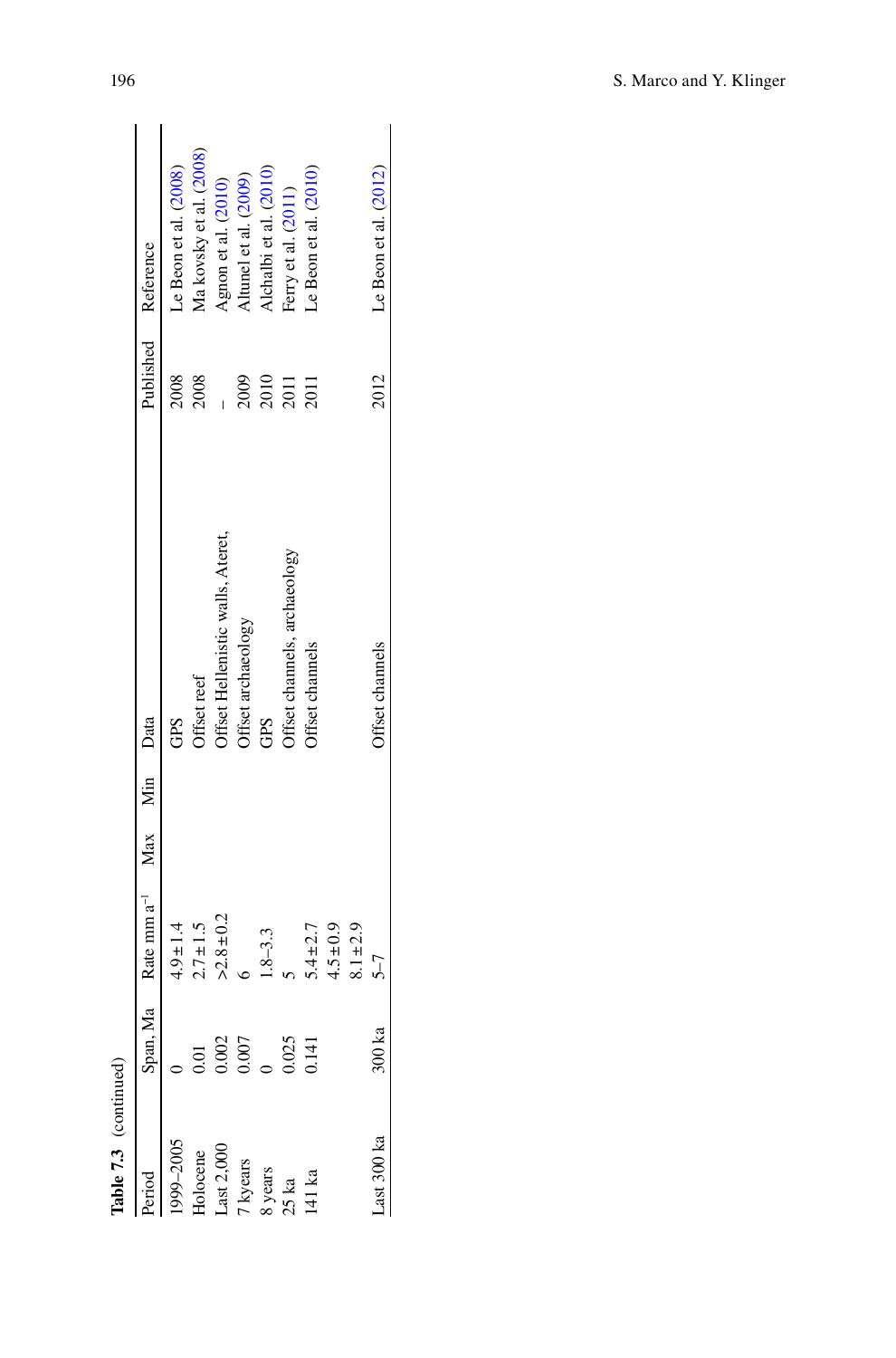**Table 7.3** (continued)

| Period | Span, Ma | Rate mm $a^{-1}$ | Max | Min | Data | Published | Reference |
|---|---|---|---|---|---|---|---|
| 1999–2005 | 0 | 4.9 ± 1.4 | | | GPS | 2008 | Le Beon et al. (2008) |
| Holocene | 0.01 | 2.7 ± 1.5 | | | Offset reef | 2008 | Ma kovsky et al. (2008) |
| Last 2,000 | 0.002 | >2.8 ± 0.2 | | | Offset Hellenistic walls, Ateret, | – | Agnon et al. (2010) |
| 7 kyears | 0.007 | 6 | | | Offset archaeology | 2009 | Altunel et al. (2009) |
| 8 years | 0 | 1.8–3.3 | | | GPS | 2010 | Alchalbi et al. (2010) |
| 25 ka | 0.025 | 5 | | | Offset channels, archaeology | 2011 | Ferry et al. (2011) |
| 141 ka | 0.141 | 5.4 ± 2.7 | | | Offset channels | 2011 | Le Beon et al. (2010) |
| | | 4.5 ± 0.9 | | | | | |
| | | 8.1 ± 2.9 | | | | | |
| Last 300 ka | 300 ka | 5–7 | | | Offset channels | 2012 | Le Beon et al. (2012) |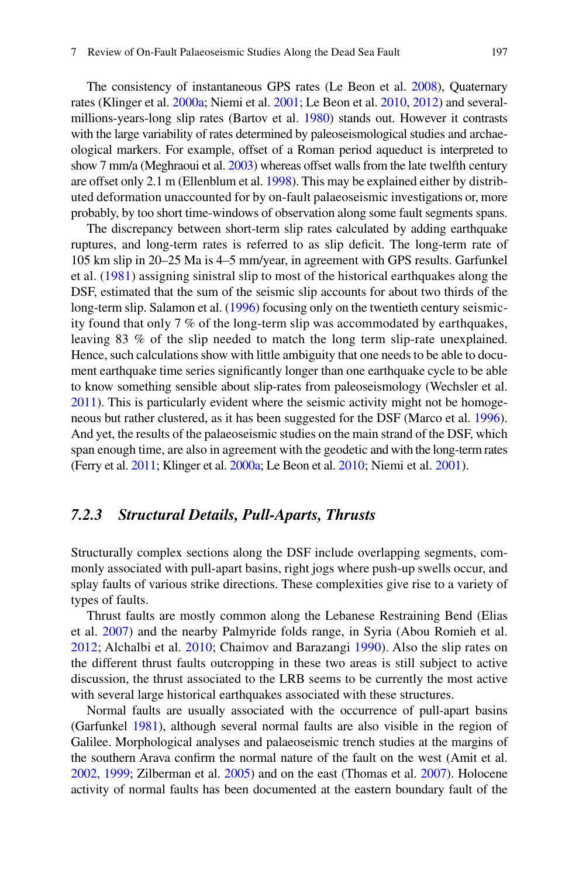The consistency of instantaneous GPS rates (Le Beon et al. 2008), Quaternary rates (Klinger et al. 2000a; Niemi et al. 2001; Le Beon et al. 2010, 2012) and several-millions-years-long slip rates (Bartov et al. 1980) stands out. However it contrasts with the large variability of rates determined by paleoseismological studies and archaeological markers. For example, offset of a Roman period aqueduct is interpreted to show 7 mm/a (Meghraoui et al. 2003) whereas offset walls from the late twelfth century are offset only 2.1 m (Ellenblum et al. 1998). This may be explained either by distributed deformation unaccounted for by on-fault palaeoseismic investigations or, more probably, by too short time-windows of observation along some fault segments spans.

The discrepancy between short-term slip rates calculated by adding earthquake ruptures, and long-term rates is referred to as slip deficit. The long-term rate of 105 km slip in 20–25 Ma is 4–5 mm/year, in agreement with GPS results. Garfunkel et al. (1981) assigning sinistral slip to most of the historical earthquakes along the DSF, estimated that the sum of the seismic slip accounts for about two thirds of the long-term slip. Salamon et al. (1996) focusing only on the twentieth century seismicity found that only 7 % of the long-term slip was accommodated by earthquakes, leaving 83 % of the slip needed to match the long term slip-rate unexplained. Hence, such calculations show with little ambiguity that one needs to be able to document earthquake time series significantly longer than one earthquake cycle to be able to know something sensible about slip-rates from paleoseismology (Wechsler et al. 2011). This is particularly evident where the seismic activity might not be homogeneous but rather clustered, as it has been suggested for the DSF (Marco et al. 1996). And yet, the results of the palaeoseismic studies on the main strand of the DSF, which span enough time, are also in agreement with the geodetic and with the long-term rates (Ferry et al. 2011; Klinger et al. 2000a; Le Beon et al. 2010; Niemi et al. 2001).

### *7.2.3 Structural Details, Pull-Aparts, Thrusts*

Structurally complex sections along the DSF include overlapping segments, commonly associated with pull-apart basins, right jogs where push-up swells occur, and splay faults of various strike directions. These complexities give rise to a variety of types of faults.

Thrust faults are mostly common along the Lebanese Restraining Bend (Elias et al. 2007) and the nearby Palmyride folds range, in Syria (Abou Romieh et al. 2012; Alchalbi et al. 2010; Chaimov and Barazangi 1990). Also the slip rates on the different thrust faults outcropping in these two areas is still subject to active discussion, the thrust associated to the LRB seems to be currently the most active with several large historical earthquakes associated with these structures.

Normal faults are usually associated with the occurrence of pull-apart basins (Garfunkel 1981), although several normal faults are also visible in the region of Galilee. Morphological analyses and palaeoseismic trench studies at the margins of the southern Arava confirm the normal nature of the fault on the west (Amit et al. 2002, 1999; Zilberman et al. 2005) and on the east (Thomas et al. 2007). Holocene activity of normal faults has been documented at the eastern boundary fault of the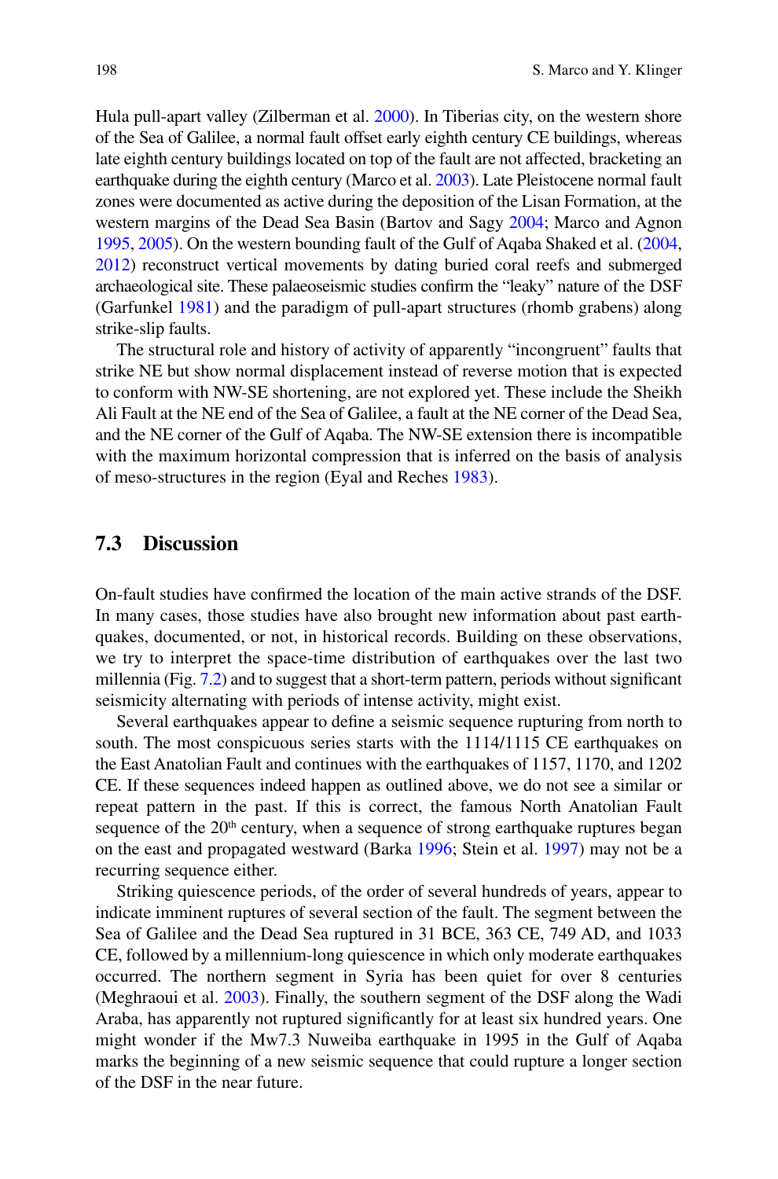Hula pull-apart valley (Zilberman et al. 2000). In Tiberias city, on the western shore of the Sea of Galilee, a normal fault offset early eighth century CE buildings, whereas late eighth century buildings located on top of the fault are not affected, bracketing an earthquake during the eighth century (Marco et al. 2003). Late Pleistocene normal fault zones were documented as active during the deposition of the Lisan Formation, at the western margins of the Dead Sea Basin (Bartov and Sagy 2004; Marco and Agnon 1995, 2005). On the western bounding fault of the Gulf of Aqaba Shaked et al. (2004, 2012) reconstruct vertical movements by dating buried coral reefs and submerged archaeological site. These palaeoseismic studies confirm the "leaky" nature of the DSF (Garfunkel 1981) and the paradigm of pull-apart structures (rhomb grabens) along strike-slip faults.

The structural role and history of activity of apparently "incongruent" faults that strike NE but show normal displacement instead of reverse motion that is expected to conform with NW-SE shortening, are not explored yet. These include the Sheikh Ali Fault at the NE end of the Sea of Galilee, a fault at the NE corner of the Dead Sea, and the NE corner of the Gulf of Aqaba. The NW-SE extension there is incompatible with the maximum horizontal compression that is inferred on the basis of analysis of meso-structures in the region (Eyal and Reches 1983).

## 7.3 Discussion

On-fault studies have confirmed the location of the main active strands of the DSF. In many cases, those studies have also brought new information about past earthquakes, documented, or not, in historical records. Building on these observations, we try to interpret the space-time distribution of earthquakes over the last two millennia (Fig. 7.2) and to suggest that a short-term pattern, periods without significant seismicity alternating with periods of intense activity, might exist.

Several earthquakes appear to define a seismic sequence rupturing from north to south. The most conspicuous series starts with the 1114/1115 CE earthquakes on the East Anatolian Fault and continues with the earthquakes of 1157, 1170, and 1202 CE. If these sequences indeed happen as outlined above, we do not see a similar or repeat pattern in the past. If this is correct, the famous North Anatolian Fault sequence of the 20th century, when a sequence of strong earthquake ruptures began on the east and propagated westward (Barka 1996; Stein et al. 1997) may not be a recurring sequence either.

Striking quiescence periods, of the order of several hundreds of years, appear to indicate imminent ruptures of several section of the fault. The segment between the Sea of Galilee and the Dead Sea ruptured in 31 BCE, 363 CE, 749 AD, and 1033 CE, followed by a millennium-long quiescence in which only moderate earthquakes occurred. The northern segment in Syria has been quiet for over 8 centuries (Meghraoui et al. 2003). Finally, the southern segment of the DSF along the Wadi Araba, has apparently not ruptured significantly for at least six hundred years. One might wonder if the Mw7.3 Nuweiba earthquake in 1995 in the Gulf of Aqaba marks the beginning of a new seismic sequence that could rupture a longer section of the DSF in the near future.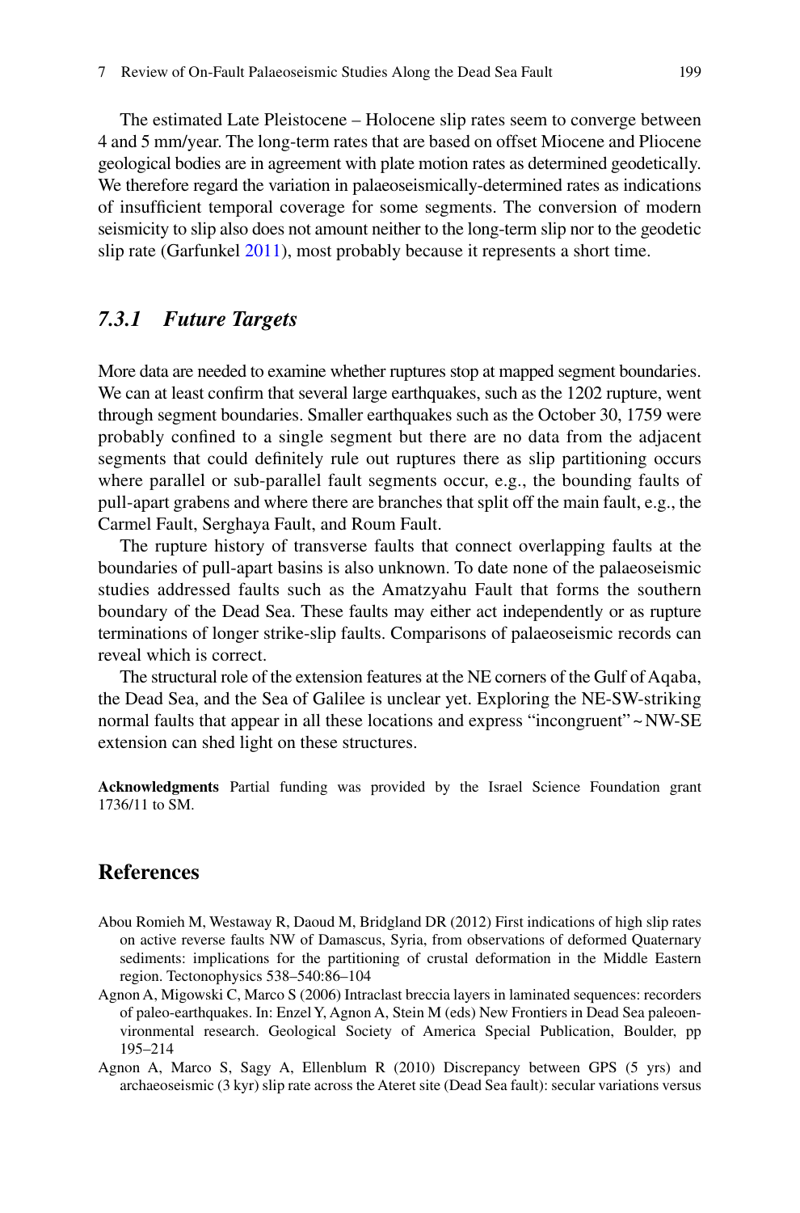The estimated Late Pleistocene – Holocene slip rates seem to converge between 4 and 5 mm/year. The long-term rates that are based on offset Miocene and Pliocene geological bodies are in agreement with plate motion rates as determined geodetically. We therefore regard the variation in palaeoseismically-determined rates as indications of insufficient temporal coverage for some segments. The conversion of modern seismicity to slip also does not amount neither to the long-term slip nor to the geodetic slip rate (Garfunkel 2011), most probably because it represents a short time.

### *7.3.1 Future Targets*

More data are needed to examine whether ruptures stop at mapped segment boundaries. We can at least confirm that several large earthquakes, such as the 1202 rupture, went through segment boundaries. Smaller earthquakes such as the October 30, 1759 were probably confined to a single segment but there are no data from the adjacent segments that could definitely rule out ruptures there as slip partitioning occurs where parallel or sub-parallel fault segments occur, e.g., the bounding faults of pull-apart grabens and where there are branches that split off the main fault, e.g., the Carmel Fault, Serghaya Fault, and Roum Fault.

The rupture history of transverse faults that connect overlapping faults at the boundaries of pull-apart basins is also unknown. To date none of the palaeoseismic studies addressed faults such as the Amatzyahu Fault that forms the southern boundary of the Dead Sea. These faults may either act independently or as rupture terminations of longer strike-slip faults. Comparisons of palaeoseismic records can reveal which is correct.

The structural role of the extension features at the NE corners of the Gulf of Aqaba, the Dead Sea, and the Sea of Galilee is unclear yet. Exploring the NE-SW-striking normal faults that appear in all these locations and express "incongruent" ~ NW-SE extension can shed light on these structures.

**Acknowledgments** Partial funding was provided by the Israel Science Foundation grant 1736/11 to SM.

## References

Abou Romieh M, Westaway R, Daoud M, Bridgland DR (2012) First indications of high slip rates on active reverse faults NW of Damascus, Syria, from observations of deformed Quaternary sediments: implications for the partitioning of crustal deformation in the Middle Eastern region. Tectonophysics 538–540:86–104

Agnon A, Migowski C, Marco S (2006) Intraclast breccia layers in laminated sequences: recorders of paleo-earthquakes. In: Enzel Y, Agnon A, Stein M (eds) New Frontiers in Dead Sea paleoenvironmental research. Geological Society of America Special Publication, Boulder, pp 195–214

Agnon A, Marco S, Sagy A, Ellenblum R (2010) Discrepancy between GPS (5 yrs) and archaeoseismic (3 kyr) slip rate across the Ateret site (Dead Sea fault): secular variations versus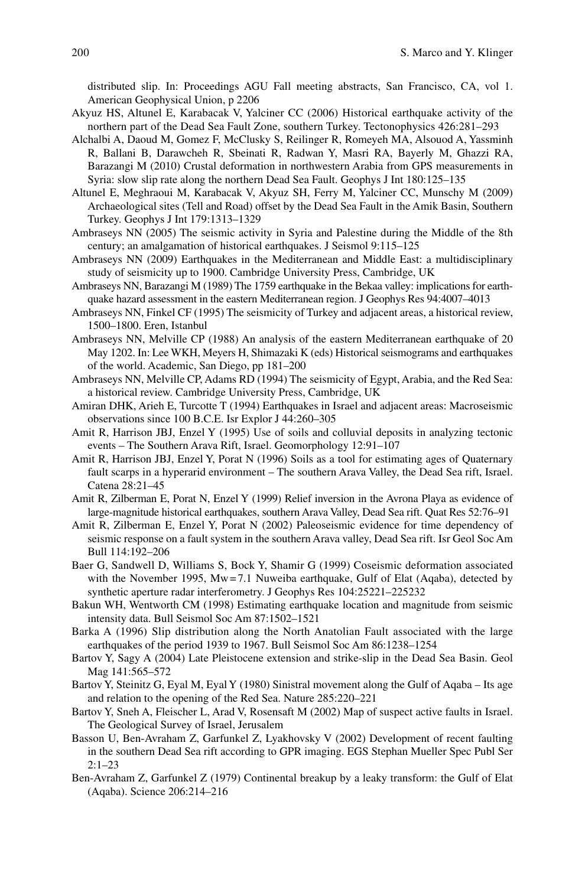distributed slip. In: Proceedings AGU Fall meeting abstracts, San Francisco, CA, vol 1. American Geophysical Union, p 2206

Akyuz HS, Altunel E, Karabacak V, Yalciner CC (2006) Historical earthquake activity of the northern part of the Dead Sea Fault Zone, southern Turkey. Tectonophysics 426:281–293

Alchalbi A, Daoud M, Gomez F, McClusky S, Reilinger R, Romeyeh MA, Alsouod A, Yassminh R, Ballani B, Darawcheh R, Sbeinati R, Radwan Y, Masri RA, Bayerly M, Ghazzi RA, Barazangi M (2010) Crustal deformation in northwestern Arabia from GPS measurements in Syria: slow slip rate along the northern Dead Sea Fault. Geophys J Int 180:125–135

Altunel E, Meghraoui M, Karabacak V, Akyuz SH, Ferry M, Yalciner CC, Munschy M (2009) Archaeological sites (Tell and Road) offset by the Dead Sea Fault in the Amik Basin, Southern Turkey. Geophys J Int 179:1313–1329

Ambraseys NN (2005) The seismic activity in Syria and Palestine during the Middle of the 8th century; an amalgamation of historical earthquakes. J Seismol 9:115–125

Ambraseys NN (2009) Earthquakes in the Mediterranean and Middle East: a multidisciplinary study of seismicity up to 1900. Cambridge University Press, Cambridge, UK

Ambraseys NN, Barazangi M (1989) The 1759 earthquake in the Bekaa valley: implications for earthquake hazard assessment in the eastern Mediterranean region. J Geophys Res 94:4007–4013

Ambraseys NN, Finkel CF (1995) The seismicity of Turkey and adjacent areas, a historical review, 1500–1800. Eren, Istanbul

Ambraseys NN, Melville CP (1988) An analysis of the eastern Mediterranean earthquake of 20 May 1202. In: Lee WKH, Meyers H, Shimazaki K (eds) Historical seismograms and earthquakes of the world. Academic, San Diego, pp 181–200

Ambraseys NN, Melville CP, Adams RD (1994) The seismicity of Egypt, Arabia, and the Red Sea: a historical review. Cambridge University Press, Cambridge, UK

Amiran DHK, Arieh E, Turcotte T (1994) Earthquakes in Israel and adjacent areas: Macroseismic observations since 100 B.C.E. Isr Explor J 44:260–305

Amit R, Harrison JBJ, Enzel Y (1995) Use of soils and colluvial deposits in analyzing tectonic events – The Southern Arava Rift, Israel. Geomorphology 12:91–107

Amit R, Harrison JBJ, Enzel Y, Porat N (1996) Soils as a tool for estimating ages of Quaternary fault scarps in a hyperarid environment – The southern Arava Valley, the Dead Sea rift, Israel. Catena 28:21–45

Amit R, Zilberman E, Porat N, Enzel Y (1999) Relief inversion in the Avrona Playa as evidence of large-magnitude historical earthquakes, southern Arava Valley, Dead Sea rift. Quat Res 52:76–91

Amit R, Zilberman E, Enzel Y, Porat N (2002) Paleoseismic evidence for time dependency of seismic response on a fault system in the southern Arava valley, Dead Sea rift. Isr Geol Soc Am Bull 114:192–206

Baer G, Sandwell D, Williams S, Bock Y, Shamir G (1999) Coseismic deformation associated with the November 1995, Mw = 7.1 Nuweiba earthquake, Gulf of Elat (Aqaba), detected by synthetic aperture radar interferometry. J Geophys Res 104:25221–225232

Bakun WH, Wentworth CM (1998) Estimating earthquake location and magnitude from seismic intensity data. Bull Seismol Soc Am 87:1502–1521

Barka A (1996) Slip distribution along the North Anatolian Fault associated with the large earthquakes of the period 1939 to 1967. Bull Seismol Soc Am 86:1238–1254

Bartov Y, Sagy A (2004) Late Pleistocene extension and strike-slip in the Dead Sea Basin. Geol Mag 141:565–572

Bartov Y, Steinitz G, Eyal M, Eyal Y (1980) Sinistral movement along the Gulf of Aqaba – Its age and relation to the opening of the Red Sea. Nature 285:220–221

Bartov Y, Sneh A, Fleischer L, Arad V, Rosensaft M (2002) Map of suspect active faults in Israel. The Geological Survey of Israel, Jerusalem

Basson U, Ben-Avraham Z, Garfunkel Z, Lyakhovsky V (2002) Development of recent faulting in the southern Dead Sea rift according to GPR imaging. EGS Stephan Mueller Spec Publ Ser 2:1–23

Ben-Avraham Z, Garfunkel Z (1979) Continental breakup by a leaky transform: the Gulf of Elat (Aqaba). Science 206:214–216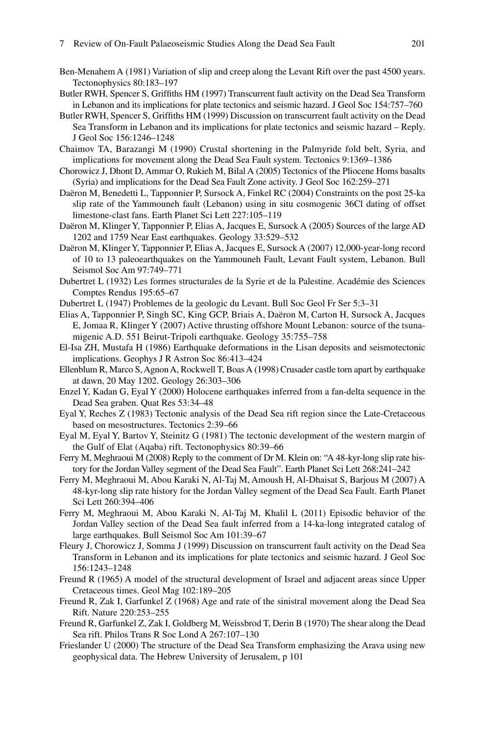Ben-Menahem A (1981) Variation of slip and creep along the Levant Rift over the past 4500 years. Tectonophysics 80:183–197

Butler RWH, Spencer S, Griffiths HM (1997) Transcurrent fault activity on the Dead Sea Transform in Lebanon and its implications for plate tectonics and seismic hazard. J Geol Soc 154:757–760

Butler RWH, Spencer S, Griffiths HM (1999) Discussion on transcurrent fault activity on the Dead Sea Transform in Lebanon and its implications for plate tectonics and seismic hazard – Reply. J Geol Soc 156:1246–1248

Chaimov TA, Barazangi M (1990) Crustal shortening in the Palmyride fold belt, Syria, and implications for movement along the Dead Sea Fault system. Tectonics 9:1369–1386

Chorowicz J, Dhont D, Ammar O, Rukieh M, Bilal A (2005) Tectonics of the Pliocene Homs basalts (Syria) and implications for the Dead Sea Fault Zone activity. J Geol Soc 162:259–271

Daëron M, Benedetti L, Tapponnier P, Sursock A, Finkel RC (2004) Constraints on the post 25-ka slip rate of the Yammouneh fault (Lebanon) using in situ cosmogenic 36Cl dating of offset limestone-clast fans. Earth Planet Sci Lett 227:105–119

Daëron M, Klinger Y, Tapponnier P, Elias A, Jacques E, Sursock A (2005) Sources of the large AD 1202 and 1759 Near East earthquakes. Geology 33:529–532

Daëron M, Klinger Y, Tapponnier P, Elias A, Jacques E, Sursock A (2007) 12,000-year-long record of 10 to 13 paleoearthquakes on the Yammouneh Fault, Levant Fault system, Lebanon. Bull Seismol Soc Am 97:749–771

Dubertret L (1932) Les formes structurales de la Syrie et de la Palestine. Académie des Sciences Comptes Rendus 195:65–67

Dubertret L (1947) Problemes de la geologic du Levant. Bull Soc Geol Fr Ser 5:3–31

Elias A, Tapponnier P, Singh SC, King GCP, Briais A, Daëron M, Carton H, Sursock A, Jacques E, Jomaa R, Klinger Y (2007) Active thrusting offshore Mount Lebanon: source of the tsunamigenic A.D. 551 Beirut-Tripoli earthquake. Geology 35:755–758

El-Isa ZH, Mustafa H (1986) Earthquake deformations in the Lisan deposits and seismotectonic implications. Geophys J R Astron Soc 86:413–424

Ellenblum R, Marco S, Agnon A, Rockwell T, Boas A (1998) Crusader castle torn apart by earthquake at dawn, 20 May 1202. Geology 26:303–306

Enzel Y, Kadan G, Eyal Y (2000) Holocene earthquakes inferred from a fan-delta sequence in the Dead Sea graben. Quat Res 53:34–48

Eyal Y, Reches Z (1983) Tectonic analysis of the Dead Sea rift region since the Late-Cretaceous based on mesostructures. Tectonics 2:39–66

Eyal M, Eyal Y, Bartov Y, Steinitz G (1981) The tectonic development of the western margin of the Gulf of Elat (Aqaba) rift. Tectonophysics 80:39–66

Ferry M, Meghraoui M (2008) Reply to the comment of Dr M. Klein on: "A 48-kyr-long slip rate history for the Jordan Valley segment of the Dead Sea Fault". Earth Planet Sci Lett 268:241–242

Ferry M, Meghraoui M, Abou Karaki N, Al-Taj M, Amoush H, Al-Dhaisat S, Barjous M (2007) A 48-kyr-long slip rate history for the Jordan Valley segment of the Dead Sea Fault. Earth Planet Sci Lett 260:394–406

Ferry M, Meghraoui M, Abou Karaki N, Al-Taj M, Khalil L (2011) Episodic behavior of the Jordan Valley section of the Dead Sea fault inferred from a 14-ka-long integrated catalog of large earthquakes. Bull Seismol Soc Am 101:39–67

Fleury J, Chorowicz J, Somma J (1999) Discussion on transcurrent fault activity on the Dead Sea Transform in Lebanon and its implications for plate tectonics and seismic hazard. J Geol Soc 156:1243–1248

Freund R (1965) A model of the structural development of Israel and adjacent areas since Upper Cretaceous times. Geol Mag 102:189–205

Freund R, Zak I, Garfunkel Z (1968) Age and rate of the sinistral movement along the Dead Sea Rift. Nature 220:253–255

Freund R, Garfunkel Z, Zak I, Goldberg M, Weissbrod T, Derin B (1970) The shear along the Dead Sea rift. Philos Trans R Soc Lond A 267:107–130

Frieslander U (2000) The structure of the Dead Sea Transform emphasizing the Arava using new geophysical data. The Hebrew University of Jerusalem, p 101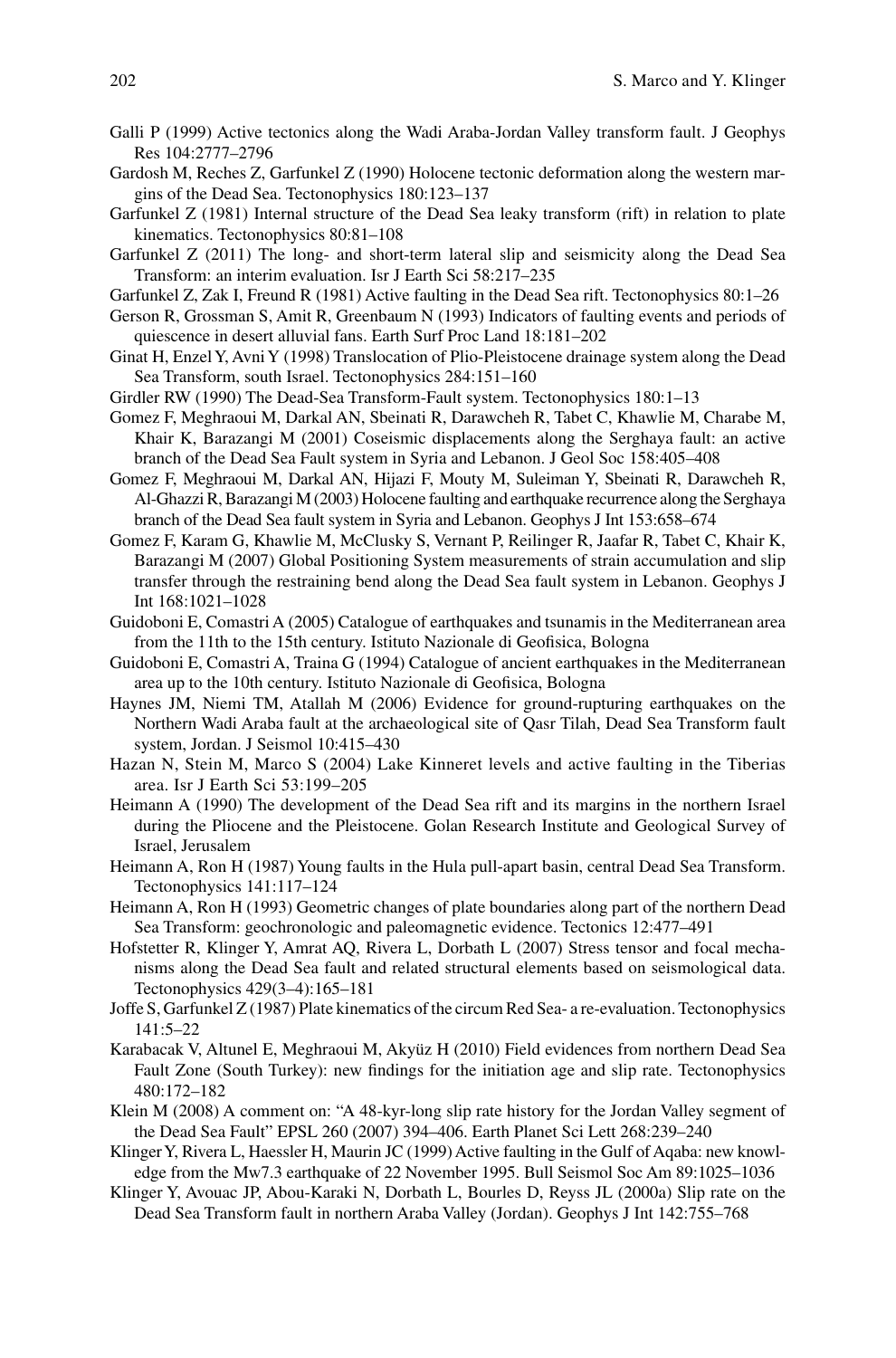Galli P (1999) Active tectonics along the Wadi Araba-Jordan Valley transform fault. J Geophys Res 104:2777–2796

Gardosh M, Reches Z, Garfunkel Z (1990) Holocene tectonic deformation along the western margins of the Dead Sea. Tectonophysics 180:123–137

Garfunkel Z (1981) Internal structure of the Dead Sea leaky transform (rift) in relation to plate kinematics. Tectonophysics 80:81–108

Garfunkel Z (2011) The long- and short-term lateral slip and seismicity along the Dead Sea Transform: an interim evaluation. Isr J Earth Sci 58:217–235

Garfunkel Z, Zak I, Freund R (1981) Active faulting in the Dead Sea rift. Tectonophysics 80:1–26

Gerson R, Grossman S, Amit R, Greenbaum N (1993) Indicators of faulting events and periods of quiescence in desert alluvial fans. Earth Surf Proc Land 18:181–202

Ginat H, Enzel Y, Avni Y (1998) Translocation of Plio-Pleistocene drainage system along the Dead Sea Transform, south Israel. Tectonophysics 284:151–160

Girdler RW (1990) The Dead-Sea Transform-Fault system. Tectonophysics 180:1–13

Gomez F, Meghraoui M, Darkal AN, Sbeinati R, Darawcheh R, Tabet C, Khawlie M, Charabe M, Khair K, Barazangi M (2001) Coseismic displacements along the Serghaya fault: an active branch of the Dead Sea Fault system in Syria and Lebanon. J Geol Soc 158:405–408

Gomez F, Meghraoui M, Darkal AN, Hijazi F, Mouty M, Suleiman Y, Sbeinati R, Darawcheh R, Al-Ghazzi R, Barazangi M (2003) Holocene faulting and earthquake recurrence along the Serghaya branch of the Dead Sea fault system in Syria and Lebanon. Geophys J Int 153:658–674

Gomez F, Karam G, Khawlie M, McClusky S, Vernant P, Reilinger R, Jaafar R, Tabet C, Khair K, Barazangi M (2007) Global Positioning System measurements of strain accumulation and slip transfer through the restraining bend along the Dead Sea fault system in Lebanon. Geophys J Int 168:1021–1028

Guidoboni E, Comastri A (2005) Catalogue of earthquakes and tsunamis in the Mediterranean area from the 11th to the 15th century. Istituto Nazionale di Geofisica, Bologna

Guidoboni E, Comastri A, Traina G (1994) Catalogue of ancient earthquakes in the Mediterranean area up to the 10th century. Istituto Nazionale di Geofisica, Bologna

Haynes JM, Niemi TM, Atallah M (2006) Evidence for ground-rupturing earthquakes on the Northern Wadi Araba fault at the archaeological site of Qasr Tilah, Dead Sea Transform fault system, Jordan. J Seismol 10:415–430

Hazan N, Stein M, Marco S (2004) Lake Kinneret levels and active faulting in the Tiberias area. Isr J Earth Sci 53:199–205

Heimann A (1990) The development of the Dead Sea rift and its margins in the northern Israel during the Pliocene and the Pleistocene. Golan Research Institute and Geological Survey of Israel, Jerusalem

Heimann A, Ron H (1987) Young faults in the Hula pull-apart basin, central Dead Sea Transform. Tectonophysics 141:117–124

Heimann A, Ron H (1993) Geometric changes of plate boundaries along part of the northern Dead Sea Transform: geochronologic and paleomagnetic evidence. Tectonics 12:477–491

Hofstetter R, Klinger Y, Amrat AQ, Rivera L, Dorbath L (2007) Stress tensor and focal mechanisms along the Dead Sea fault and related structural elements based on seismological data. Tectonophysics 429(3–4):165–181

Joffe S, Garfunkel Z (1987) Plate kinematics of the circum Red Sea- a re-evaluation. Tectonophysics 141:5–22

Karabacak V, Altunel E, Meghraoui M, Akyüz H (2010) Field evidences from northern Dead Sea Fault Zone (South Turkey): new findings for the initiation age and slip rate. Tectonophysics 480:172–182

Klein M (2008) A comment on: "A 48-kyr-long slip rate history for the Jordan Valley segment of the Dead Sea Fault" EPSL 260 (2007) 394–406. Earth Planet Sci Lett 268:239–240

Klinger Y, Rivera L, Haessler H, Maurin JC (1999) Active faulting in the Gulf of Aqaba: new knowledge from the Mw7.3 earthquake of 22 November 1995. Bull Seismol Soc Am 89:1025–1036

Klinger Y, Avouac JP, Abou-Karaki N, Dorbath L, Bourles D, Reyss JL (2000a) Slip rate on the Dead Sea Transform fault in northern Araba Valley (Jordan). Geophys J Int 142:755–768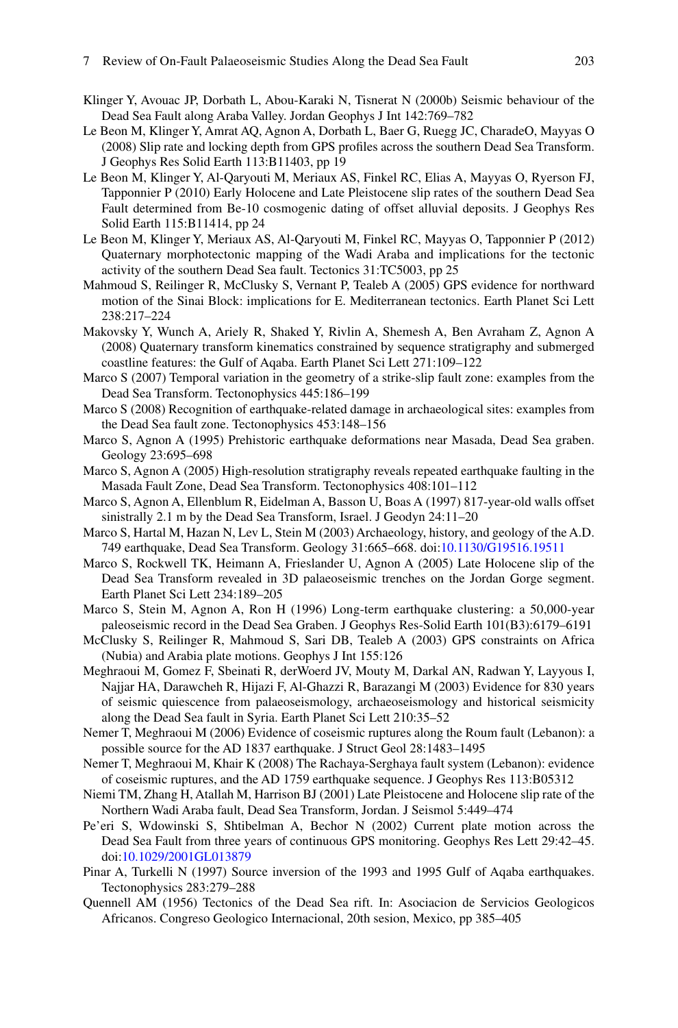Klinger Y, Avouac JP, Dorbath L, Abou-Karaki N, Tisnerat N (2000b) Seismic behaviour of the Dead Sea Fault along Araba Valley. Jordan Geophys J Int 142:769–782

Le Beon M, Klinger Y, Amrat AQ, Agnon A, Dorbath L, Baer G, Ruegg JC, CharadeO, Mayyas O (2008) Slip rate and locking depth from GPS profiles across the southern Dead Sea Transform. J Geophys Res Solid Earth 113:B11403, pp 19

Le Beon M, Klinger Y, Al-Qaryouti M, Meriaux AS, Finkel RC, Elias A, Mayyas O, Ryerson FJ, Tapponnier P (2010) Early Holocene and Late Pleistocene slip rates of the southern Dead Sea Fault determined from Be-10 cosmogenic dating of offset alluvial deposits. J Geophys Res Solid Earth 115:B11414, pp 24

Le Beon M, Klinger Y, Meriaux AS, Al-Qaryouti M, Finkel RC, Mayyas O, Tapponnier P (2012) Quaternary morphotectonic mapping of the Wadi Araba and implications for the tectonic activity of the southern Dead Sea fault. Tectonics 31:TC5003, pp 25

Mahmoud S, Reilinger R, McClusky S, Vernant P, Tealeb A (2005) GPS evidence for northward motion of the Sinai Block: implications for E. Mediterranean tectonics. Earth Planet Sci Lett 238:217–224

Makovsky Y, Wunch A, Ariely R, Shaked Y, Rivlin A, Shemesh A, Ben Avraham Z, Agnon A (2008) Quaternary transform kinematics constrained by sequence stratigraphy and submerged coastline features: the Gulf of Aqaba. Earth Planet Sci Lett 271:109–122

Marco S (2007) Temporal variation in the geometry of a strike-slip fault zone: examples from the Dead Sea Transform. Tectonophysics 445:186–199

Marco S (2008) Recognition of earthquake-related damage in archaeological sites: examples from the Dead Sea fault zone. Tectonophysics 453:148–156

Marco S, Agnon A (1995) Prehistoric earthquake deformations near Masada, Dead Sea graben. Geology 23:695–698

Marco S, Agnon A (2005) High-resolution stratigraphy reveals repeated earthquake faulting in the Masada Fault Zone, Dead Sea Transform. Tectonophysics 408:101–112

Marco S, Agnon A, Ellenblum R, Eidelman A, Basson U, Boas A (1997) 817-year-old walls offset sinistrally 2.1 m by the Dead Sea Transform, Israel. J Geodyn 24:11–20

Marco S, Hartal M, Hazan N, Lev L, Stein M (2003) Archaeology, history, and geology of the A.D. 749 earthquake, Dead Sea Transform. Geology 31:665–668. doi:10.1130/G19516.19511

Marco S, Rockwell TK, Heimann A, Frieslander U, Agnon A (2005) Late Holocene slip of the Dead Sea Transform revealed in 3D palaeoseismic trenches on the Jordan Gorge segment. Earth Planet Sci Lett 234:189–205

Marco S, Stein M, Agnon A, Ron H (1996) Long-term earthquake clustering: a 50,000-year paleoseismic record in the Dead Sea Graben. J Geophys Res-Solid Earth 101(B3):6179–6191

McClusky S, Reilinger R, Mahmoud S, Sari DB, Tealeb A (2003) GPS constraints on Africa (Nubia) and Arabia plate motions. Geophys J Int 155:126

Meghraoui M, Gomez F, Sbeinati R, derWoerd JV, Mouty M, Darkal AN, Radwan Y, Layyous I, Najjar HA, Darawcheh R, Hijazi F, Al-Ghazzi R, Barazangi M (2003) Evidence for 830 years of seismic quiescence from palaeoseismology, archaeoseismology and historical seismicity along the Dead Sea fault in Syria. Earth Planet Sci Lett 210:35–52

Nemer T, Meghraoui M (2006) Evidence of coseismic ruptures along the Roum fault (Lebanon): a possible source for the AD 1837 earthquake. J Struct Geol 28:1483–1495

Nemer T, Meghraoui M, Khair K (2008) The Rachaya-Serghaya fault system (Lebanon): evidence of coseismic ruptures, and the AD 1759 earthquake sequence. J Geophys Res 113:B05312

Niemi TM, Zhang H, Atallah M, Harrison BJ (2001) Late Pleistocene and Holocene slip rate of the Northern Wadi Araba fault, Dead Sea Transform, Jordan. J Seismol 5:449–474

Pe'eri S, Wdowinski S, Shtibelman A, Bechor N (2002) Current plate motion across the Dead Sea Fault from three years of continuous GPS monitoring. Geophys Res Lett 29:42–45. doi:10.1029/2001GL013879

Pinar A, Turkelli N (1997) Source inversion of the 1993 and 1995 Gulf of Aqaba earthquakes. Tectonophysics 283:279–288

Quennell AM (1956) Tectonics of the Dead Sea rift. In: Asociacion de Servicios Geologicos Africanos. Congreso Geologico Internacional, 20th sesion, Mexico, pp 385–405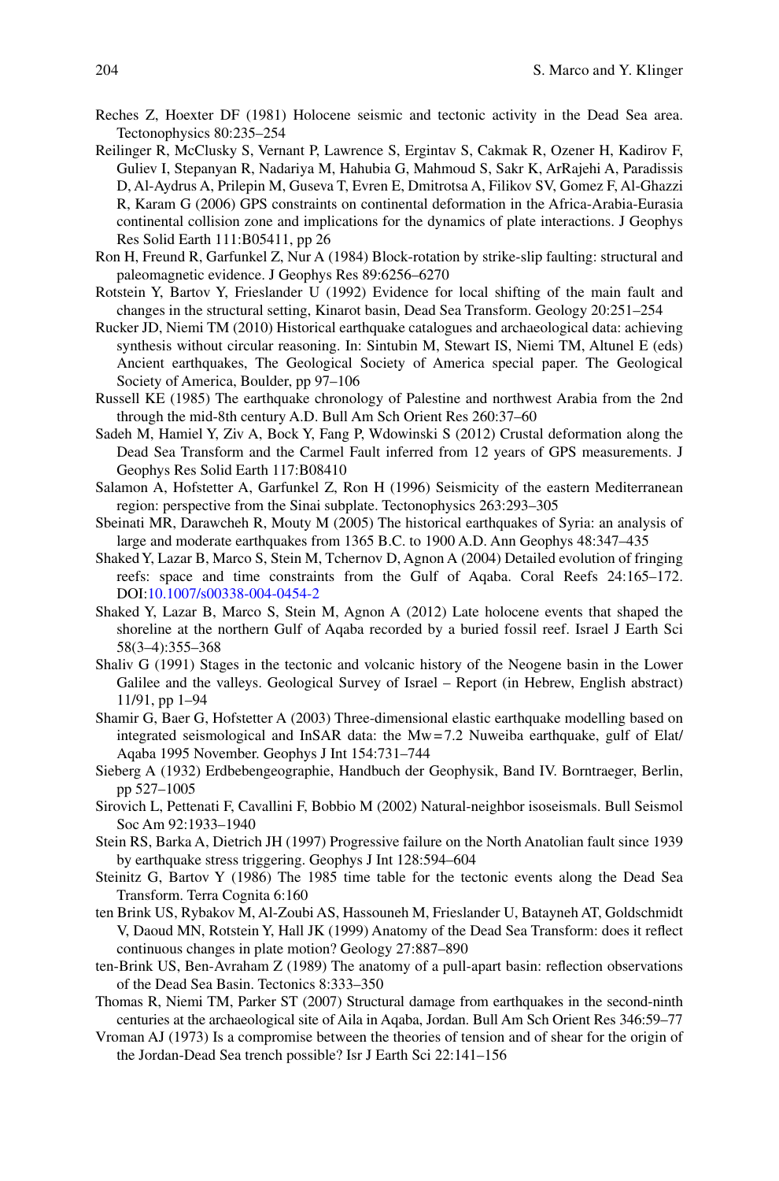Reches Z, Hoexter DF (1981) Holocene seismic and tectonic activity in the Dead Sea area. Tectonophysics 80:235–254

Reilinger R, McClusky S, Vernant P, Lawrence S, Ergintav S, Cakmak R, Ozener H, Kadirov F, Guliev I, Stepanyan R, Nadariya M, Hahubia G, Mahmoud S, Sakr K, ArRajehi A, Paradissis D, Al-Aydrus A, Prilepin M, Guseva T, Evren E, Dmitrotsa A, Filikov SV, Gomez F, Al-Ghazzi R, Karam G (2006) GPS constraints on continental deformation in the Africa-Arabia-Eurasia continental collision zone and implications for the dynamics of plate interactions. J Geophys Res Solid Earth 111:B05411, pp 26

Ron H, Freund R, Garfunkel Z, Nur A (1984) Block-rotation by strike-slip faulting: structural and paleomagnetic evidence. J Geophys Res 89:6256–6270

Rotstein Y, Bartov Y, Frieslander U (1992) Evidence for local shifting of the main fault and changes in the structural setting, Kinarot basin, Dead Sea Transform. Geology 20:251–254

Rucker JD, Niemi TM (2010) Historical earthquake catalogues and archaeological data: achieving synthesis without circular reasoning. In: Sintubin M, Stewart IS, Niemi TM, Altunel E (eds) Ancient earthquakes, The Geological Society of America special paper. The Geological Society of America, Boulder, pp 97–106

Russell KE (1985) The earthquake chronology of Palestine and northwest Arabia from the 2nd through the mid-8th century A.D. Bull Am Sch Orient Res 260:37–60

Sadeh M, Hamiel Y, Ziv A, Bock Y, Fang P, Wdowinski S (2012) Crustal deformation along the Dead Sea Transform and the Carmel Fault inferred from 12 years of GPS measurements. J Geophys Res Solid Earth 117:B08410

Salamon A, Hofstetter A, Garfunkel Z, Ron H (1996) Seismicity of the eastern Mediterranean region: perspective from the Sinai subplate. Tectonophysics 263:293–305

Sbeinati MR, Darawcheh R, Mouty M (2005) The historical earthquakes of Syria: an analysis of large and moderate earthquakes from 1365 B.C. to 1900 A.D. Ann Geophys 48:347–435

Shaked Y, Lazar B, Marco S, Stein M, Tchernov D, Agnon A (2004) Detailed evolution of fringing reefs: space and time constraints from the Gulf of Aqaba. Coral Reefs 24:165–172. DOI:10.1007/s00338-004-0454-2

Shaked Y, Lazar B, Marco S, Stein M, Agnon A (2012) Late holocene events that shaped the shoreline at the northern Gulf of Aqaba recorded by a buried fossil reef. Israel J Earth Sci 58(3–4):355–368

Shaliv G (1991) Stages in the tectonic and volcanic history of the Neogene basin in the Lower Galilee and the valleys. Geological Survey of Israel – Report (in Hebrew, English abstract) 11/91, pp 1–94

Shamir G, Baer G, Hofstetter A (2003) Three-dimensional elastic earthquake modelling based on integrated seismological and InSAR data: the Mw = 7.2 Nuweiba earthquake, gulf of Elat/Aqaba 1995 November. Geophys J Int 154:731–744

Sieberg A (1932) Erdbebengeographie, Handbuch der Geophysik, Band IV. Borntraeger, Berlin, pp 527–1005

Sirovich L, Pettenati F, Cavallini F, Bobbio M (2002) Natural-neighbor isoseismals. Bull Seismol Soc Am 92:1933–1940

Stein RS, Barka A, Dietrich JH (1997) Progressive failure on the North Anatolian fault since 1939 by earthquake stress triggering. Geophys J Int 128:594–604

Steinitz G, Bartov Y (1986) The 1985 time table for the tectonic events along the Dead Sea Transform. Terra Cognita 6:160

ten Brink US, Rybakov M, Al-Zoubi AS, Hassouneh M, Frieslander U, Batayneh AT, Goldschmidt V, Daoud MN, Rotstein Y, Hall JK (1999) Anatomy of the Dead Sea Transform: does it reflect continuous changes in plate motion? Geology 27:887–890

ten-Brink US, Ben-Avraham Z (1989) The anatomy of a pull-apart basin: reflection observations of the Dead Sea Basin. Tectonics 8:333–350

Thomas R, Niemi TM, Parker ST (2007) Structural damage from earthquakes in the second-ninth centuries at the archaeological site of Aila in Aqaba, Jordan. Bull Am Sch Orient Res 346:59–77

Vroman AJ (1973) Is a compromise between the theories of tension and of shear for the origin of the Jordan-Dead Sea trench possible? Isr J Earth Sci 22:141–156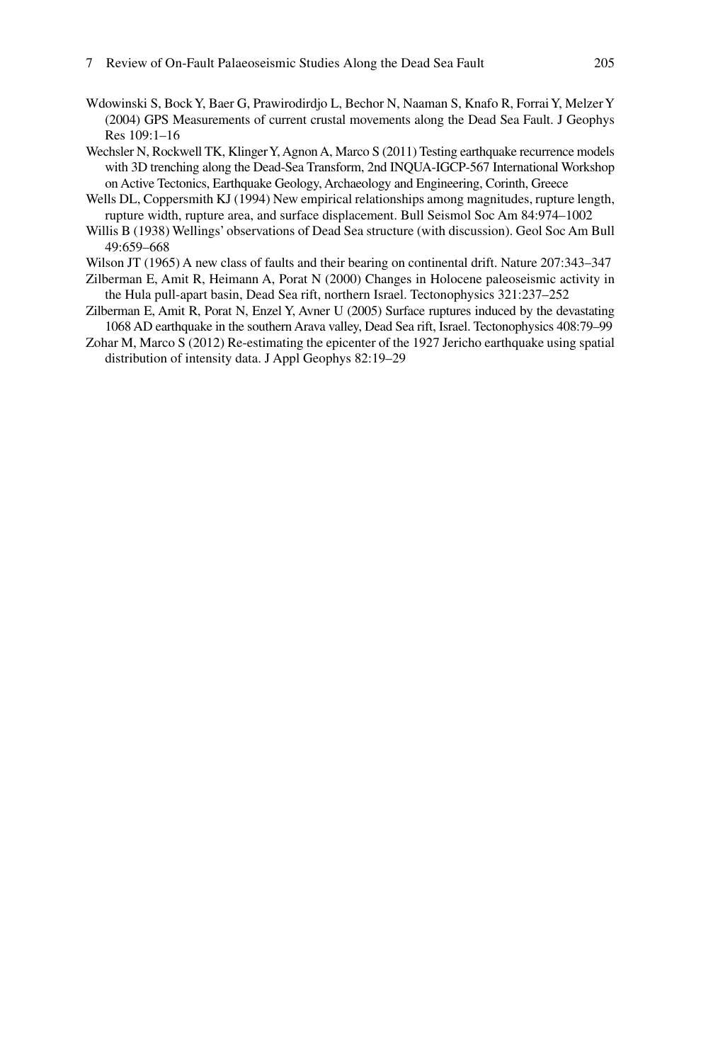Wdowinski S, Bock Y, Baer G, Prawirodirdjo L, Bechor N, Naaman S, Knafo R, Forrai Y, Melzer Y (2004) GPS Measurements of current crustal movements along the Dead Sea Fault. J Geophys Res 109:1–16

Wechsler N, Rockwell TK, Klinger Y, Agnon A, Marco S (2011) Testing earthquake recurrence models with 3D trenching along the Dead-Sea Transform, 2nd INQUA-IGCP-567 International Workshop on Active Tectonics, Earthquake Geology, Archaeology and Engineering, Corinth, Greece

Wells DL, Coppersmith KJ (1994) New empirical relationships among magnitudes, rupture length, rupture width, rupture area, and surface displacement. Bull Seismol Soc Am 84:974–1002

Willis B (1938) Wellings' observations of Dead Sea structure (with discussion). Geol Soc Am Bull 49:659–668

Wilson JT (1965) A new class of faults and their bearing on continental drift. Nature 207:343–347

Zilberman E, Amit R, Heimann A, Porat N (2000) Changes in Holocene paleoseismic activity in the Hula pull-apart basin, Dead Sea rift, northern Israel. Tectonophysics 321:237–252

Zilberman E, Amit R, Porat N, Enzel Y, Avner U (2005) Surface ruptures induced by the devastating 1068 AD earthquake in the southern Arava valley, Dead Sea rift, Israel. Tectonophysics 408:79–99

Zohar M, Marco S (2012) Re-estimating the epicenter of the 1927 Jericho earthquake using spatial distribution of intensity data. J Appl Geophys 82:19–29